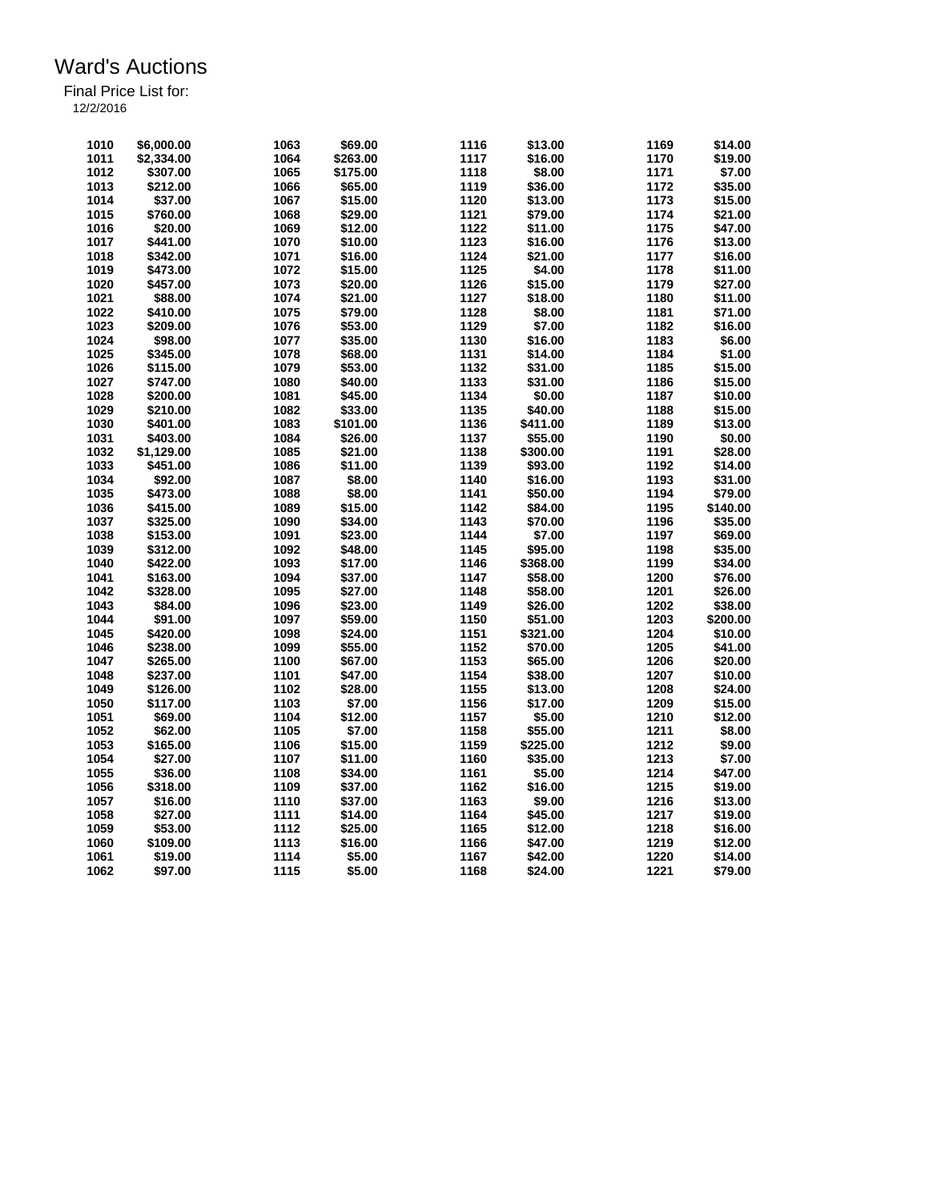# Ward's Auctions

Final Price List for:

12/2/2016

| Lot | Price | Lot | Price | Lot | Price | Lot | Price |
|---|---|---|---|---|---|---|---|
| 1010 | $6,000.00 | 1063 | $69.00 | 1116 | $13.00 | 1169 | $14.00 |
| 1011 | $2,334.00 | 1064 | $263.00 | 1117 | $16.00 | 1170 | $19.00 |
| 1012 | $307.00 | 1065 | $175.00 | 1118 | $8.00 | 1171 | $7.00 |
| 1013 | $212.00 | 1066 | $65.00 | 1119 | $36.00 | 1172 | $35.00 |
| 1014 | $37.00 | 1067 | $15.00 | 1120 | $13.00 | 1173 | $15.00 |
| 1015 | $760.00 | 1068 | $29.00 | 1121 | $79.00 | 1174 | $21.00 |
| 1016 | $20.00 | 1069 | $12.00 | 1122 | $11.00 | 1175 | $47.00 |
| 1017 | $441.00 | 1070 | $10.00 | 1123 | $16.00 | 1176 | $13.00 |
| 1018 | $342.00 | 1071 | $16.00 | 1124 | $21.00 | 1177 | $16.00 |
| 1019 | $473.00 | 1072 | $15.00 | 1125 | $4.00 | 1178 | $11.00 |
| 1020 | $457.00 | 1073 | $20.00 | 1126 | $15.00 | 1179 | $27.00 |
| 1021 | $88.00 | 1074 | $21.00 | 1127 | $18.00 | 1180 | $11.00 |
| 1022 | $410.00 | 1075 | $79.00 | 1128 | $8.00 | 1181 | $71.00 |
| 1023 | $209.00 | 1076 | $53.00 | 1129 | $7.00 | 1182 | $16.00 |
| 1024 | $98.00 | 1077 | $35.00 | 1130 | $16.00 | 1183 | $6.00 |
| 1025 | $345.00 | 1078 | $68.00 | 1131 | $14.00 | 1184 | $1.00 |
| 1026 | $115.00 | 1079 | $53.00 | 1132 | $31.00 | 1185 | $15.00 |
| 1027 | $747.00 | 1080 | $40.00 | 1133 | $31.00 | 1186 | $15.00 |
| 1028 | $200.00 | 1081 | $45.00 | 1134 | $0.00 | 1187 | $10.00 |
| 1029 | $210.00 | 1082 | $33.00 | 1135 | $40.00 | 1188 | $15.00 |
| 1030 | $401.00 | 1083 | $101.00 | 1136 | $411.00 | 1189 | $13.00 |
| 1031 | $403.00 | 1084 | $26.00 | 1137 | $55.00 | 1190 | $0.00 |
| 1032 | $1,129.00 | 1085 | $21.00 | 1138 | $300.00 | 1191 | $28.00 |
| 1033 | $451.00 | 1086 | $11.00 | 1139 | $93.00 | 1192 | $14.00 |
| 1034 | $92.00 | 1087 | $8.00 | 1140 | $16.00 | 1193 | $31.00 |
| 1035 | $473.00 | 1088 | $8.00 | 1141 | $50.00 | 1194 | $79.00 |
| 1036 | $415.00 | 1089 | $15.00 | 1142 | $84.00 | 1195 | $140.00 |
| 1037 | $325.00 | 1090 | $34.00 | 1143 | $70.00 | 1196 | $35.00 |
| 1038 | $153.00 | 1091 | $23.00 | 1144 | $7.00 | 1197 | $69.00 |
| 1039 | $312.00 | 1092 | $48.00 | 1145 | $95.00 | 1198 | $35.00 |
| 1040 | $422.00 | 1093 | $17.00 | 1146 | $368.00 | 1199 | $34.00 |
| 1041 | $163.00 | 1094 | $37.00 | 1147 | $58.00 | 1200 | $76.00 |
| 1042 | $328.00 | 1095 | $27.00 | 1148 | $58.00 | 1201 | $26.00 |
| 1043 | $84.00 | 1096 | $23.00 | 1149 | $26.00 | 1202 | $38.00 |
| 1044 | $91.00 | 1097 | $59.00 | 1150 | $51.00 | 1203 | $200.00 |
| 1045 | $420.00 | 1098 | $24.00 | 1151 | $321.00 | 1204 | $10.00 |
| 1046 | $238.00 | 1099 | $55.00 | 1152 | $70.00 | 1205 | $41.00 |
| 1047 | $265.00 | 1100 | $67.00 | 1153 | $65.00 | 1206 | $20.00 |
| 1048 | $237.00 | 1101 | $47.00 | 1154 | $38.00 | 1207 | $10.00 |
| 1049 | $126.00 | 1102 | $28.00 | 1155 | $13.00 | 1208 | $24.00 |
| 1050 | $117.00 | 1103 | $7.00 | 1156 | $17.00 | 1209 | $15.00 |
| 1051 | $69.00 | 1104 | $12.00 | 1157 | $5.00 | 1210 | $12.00 |
| 1052 | $62.00 | 1105 | $7.00 | 1158 | $55.00 | 1211 | $8.00 |
| 1053 | $165.00 | 1106 | $15.00 | 1159 | $225.00 | 1212 | $9.00 |
| 1054 | $27.00 | 1107 | $11.00 | 1160 | $35.00 | 1213 | $7.00 |
| 1055 | $36.00 | 1108 | $34.00 | 1161 | $5.00 | 1214 | $47.00 |
| 1056 | $318.00 | 1109 | $37.00 | 1162 | $16.00 | 1215 | $19.00 |
| 1057 | $16.00 | 1110 | $37.00 | 1163 | $9.00 | 1216 | $13.00 |
| 1058 | $27.00 | 1111 | $14.00 | 1164 | $45.00 | 1217 | $19.00 |
| 1059 | $53.00 | 1112 | $25.00 | 1165 | $12.00 | 1218 | $16.00 |
| 1060 | $109.00 | 1113 | $16.00 | 1166 | $47.00 | 1219 | $12.00 |
| 1061 | $19.00 | 1114 | $5.00 | 1167 | $42.00 | 1220 | $14.00 |
| 1062 | $97.00 | 1115 | $5.00 | 1168 | $24.00 | 1221 | $79.00 |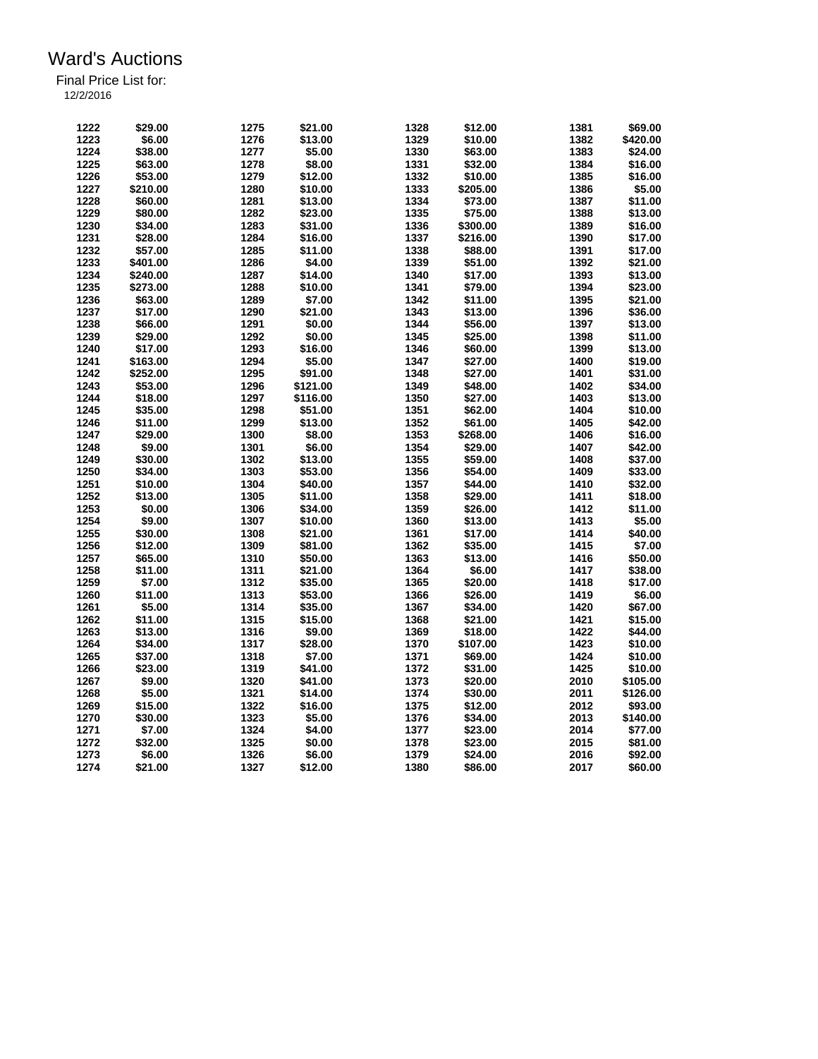# Ward's Auctions

Final Price List for:

12/2/2016

| Lot | Price | Lot | Price | Lot | Price | Lot | Price |
|---|---|---|---|---|---|---|---|
| 1222 | $29.00 | 1275 | $21.00 | 1328 | $12.00 | 1381 | $69.00 |
| 1223 | $6.00 | 1276 | $13.00 | 1329 | $10.00 | 1382 | $420.00 |
| 1224 | $38.00 | 1277 | $5.00 | 1330 | $63.00 | 1383 | $24.00 |
| 1225 | $63.00 | 1278 | $8.00 | 1331 | $32.00 | 1384 | $16.00 |
| 1226 | $53.00 | 1279 | $12.00 | 1332 | $10.00 | 1385 | $16.00 |
| 1227 | $210.00 | 1280 | $10.00 | 1333 | $205.00 | 1386 | $5.00 |
| 1228 | $60.00 | 1281 | $13.00 | 1334 | $73.00 | 1387 | $11.00 |
| 1229 | $80.00 | 1282 | $23.00 | 1335 | $75.00 | 1388 | $13.00 |
| 1230 | $34.00 | 1283 | $31.00 | 1336 | $300.00 | 1389 | $16.00 |
| 1231 | $28.00 | 1284 | $16.00 | 1337 | $216.00 | 1390 | $17.00 |
| 1232 | $57.00 | 1285 | $11.00 | 1338 | $88.00 | 1391 | $17.00 |
| 1233 | $401.00 | 1286 | $4.00 | 1339 | $51.00 | 1392 | $21.00 |
| 1234 | $240.00 | 1287 | $14.00 | 1340 | $17.00 | 1393 | $13.00 |
| 1235 | $273.00 | 1288 | $10.00 | 1341 | $79.00 | 1394 | $23.00 |
| 1236 | $63.00 | 1289 | $7.00 | 1342 | $11.00 | 1395 | $21.00 |
| 1237 | $17.00 | 1290 | $21.00 | 1343 | $13.00 | 1396 | $36.00 |
| 1238 | $66.00 | 1291 | $0.00 | 1344 | $56.00 | 1397 | $13.00 |
| 1239 | $29.00 | 1292 | $0.00 | 1345 | $25.00 | 1398 | $11.00 |
| 1240 | $17.00 | 1293 | $16.00 | 1346 | $60.00 | 1399 | $13.00 |
| 1241 | $163.00 | 1294 | $5.00 | 1347 | $27.00 | 1400 | $19.00 |
| 1242 | $252.00 | 1295 | $91.00 | 1348 | $27.00 | 1401 | $31.00 |
| 1243 | $53.00 | 1296 | $121.00 | 1349 | $48.00 | 1402 | $34.00 |
| 1244 | $18.00 | 1297 | $116.00 | 1350 | $27.00 | 1403 | $13.00 |
| 1245 | $35.00 | 1298 | $51.00 | 1351 | $62.00 | 1404 | $10.00 |
| 1246 | $11.00 | 1299 | $13.00 | 1352 | $61.00 | 1405 | $42.00 |
| 1247 | $29.00 | 1300 | $8.00 | 1353 | $268.00 | 1406 | $16.00 |
| 1248 | $9.00 | 1301 | $6.00 | 1354 | $29.00 | 1407 | $42.00 |
| 1249 | $30.00 | 1302 | $13.00 | 1355 | $59.00 | 1408 | $37.00 |
| 1250 | $34.00 | 1303 | $53.00 | 1356 | $54.00 | 1409 | $33.00 |
| 1251 | $10.00 | 1304 | $40.00 | 1357 | $44.00 | 1410 | $32.00 |
| 1252 | $13.00 | 1305 | $11.00 | 1358 | $29.00 | 1411 | $18.00 |
| 1253 | $0.00 | 1306 | $34.00 | 1359 | $26.00 | 1412 | $11.00 |
| 1254 | $9.00 | 1307 | $10.00 | 1360 | $13.00 | 1413 | $5.00 |
| 1255 | $30.00 | 1308 | $21.00 | 1361 | $17.00 | 1414 | $40.00 |
| 1256 | $12.00 | 1309 | $81.00 | 1362 | $35.00 | 1415 | $7.00 |
| 1257 | $65.00 | 1310 | $50.00 | 1363 | $13.00 | 1416 | $50.00 |
| 1258 | $11.00 | 1311 | $21.00 | 1364 | $6.00 | 1417 | $38.00 |
| 1259 | $7.00 | 1312 | $35.00 | 1365 | $20.00 | 1418 | $17.00 |
| 1260 | $11.00 | 1313 | $53.00 | 1366 | $26.00 | 1419 | $6.00 |
| 1261 | $5.00 | 1314 | $35.00 | 1367 | $34.00 | 1420 | $67.00 |
| 1262 | $11.00 | 1315 | $15.00 | 1368 | $21.00 | 1421 | $15.00 |
| 1263 | $13.00 | 1316 | $9.00 | 1369 | $18.00 | 1422 | $44.00 |
| 1264 | $34.00 | 1317 | $28.00 | 1370 | $107.00 | 1423 | $10.00 |
| 1265 | $37.00 | 1318 | $7.00 | 1371 | $69.00 | 1424 | $10.00 |
| 1266 | $23.00 | 1319 | $41.00 | 1372 | $31.00 | 1425 | $10.00 |
| 1267 | $9.00 | 1320 | $41.00 | 1373 | $20.00 | 2010 | $105.00 |
| 1268 | $5.00 | 1321 | $14.00 | 1374 | $30.00 | 2011 | $126.00 |
| 1269 | $15.00 | 1322 | $16.00 | 1375 | $12.00 | 2012 | $93.00 |
| 1270 | $30.00 | 1323 | $5.00 | 1376 | $34.00 | 2013 | $140.00 |
| 1271 | $7.00 | 1324 | $4.00 | 1377 | $23.00 | 2014 | $77.00 |
| 1272 | $32.00 | 1325 | $0.00 | 1378 | $23.00 | 2015 | $81.00 |
| 1273 | $6.00 | 1326 | $6.00 | 1379 | $24.00 | 2016 | $92.00 |
| 1274 | $21.00 | 1327 | $12.00 | 1380 | $86.00 | 2017 | $60.00 |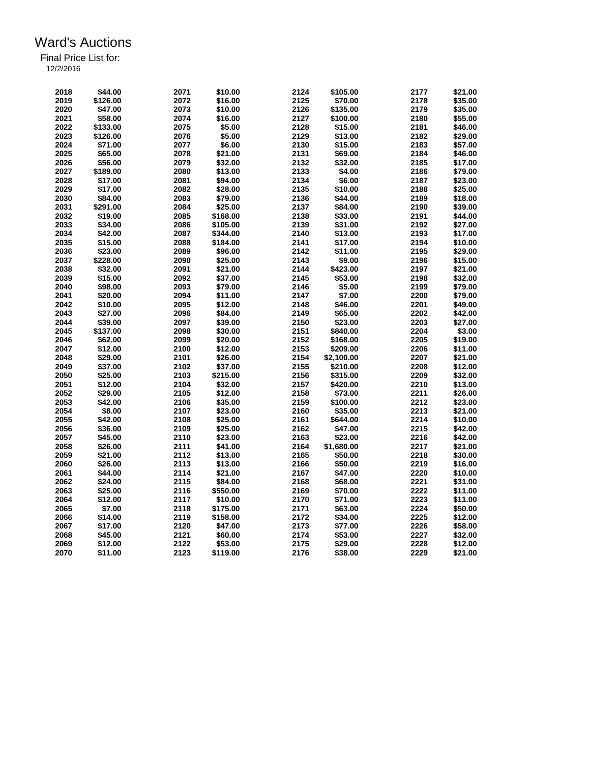# Ward's Auctions

Final Price List for:

12/2/2016

| Lot | Price | Lot | Price | Lot | Price | Lot | Price |
|---|---|---|---|---|---|---|---|
| 2018 | $44.00 | 2071 | $10.00 | 2124 | $105.00 | 2177 | $21.00 |
| 2019 | $126.00 | 2072 | $16.00 | 2125 | $70.00 | 2178 | $35.00 |
| 2020 | $47.00 | 2073 | $10.00 | 2126 | $135.00 | 2179 | $35.00 |
| 2021 | $58.00 | 2074 | $16.00 | 2127 | $100.00 | 2180 | $55.00 |
| 2022 | $133.00 | 2075 | $5.00 | 2128 | $15.00 | 2181 | $46.00 |
| 2023 | $126.00 | 2076 | $5.00 | 2129 | $13.00 | 2182 | $29.00 |
| 2024 | $71.00 | 2077 | $6.00 | 2130 | $15.00 | 2183 | $57.00 |
| 2025 | $65.00 | 2078 | $21.00 | 2131 | $69.00 | 2184 | $46.00 |
| 2026 | $56.00 | 2079 | $32.00 | 2132 | $32.00 | 2185 | $17.00 |
| 2027 | $189.00 | 2080 | $13.00 | 2133 | $4.00 | 2186 | $79.00 |
| 2028 | $17.00 | 2081 | $94.00 | 2134 | $6.00 | 2187 | $23.00 |
| 2029 | $17.00 | 2082 | $28.00 | 2135 | $10.00 | 2188 | $25.00 |
| 2030 | $84.00 | 2083 | $79.00 | 2136 | $44.00 | 2189 | $18.00 |
| 2031 | $291.00 | 2084 | $25.00 | 2137 | $84.00 | 2190 | $39.00 |
| 2032 | $19.00 | 2085 | $168.00 | 2138 | $33.00 | 2191 | $44.00 |
| 2033 | $34.00 | 2086 | $105.00 | 2139 | $31.00 | 2192 | $27.00 |
| 2034 | $42.00 | 2087 | $344.00 | 2140 | $13.00 | 2193 | $17.00 |
| 2035 | $15.00 | 2088 | $184.00 | 2141 | $17.00 | 2194 | $10.00 |
| 2036 | $23.00 | 2089 | $96.00 | 2142 | $11.00 | 2195 | $29.00 |
| 2037 | $228.00 | 2090 | $25.00 | 2143 | $9.00 | 2196 | $15.00 |
| 2038 | $32.00 | 2091 | $21.00 | 2144 | $423.00 | 2197 | $21.00 |
| 2039 | $15.00 | 2092 | $37.00 | 2145 | $53.00 | 2198 | $32.00 |
| 2040 | $98.00 | 2093 | $79.00 | 2146 | $5.00 | 2199 | $79.00 |
| 2041 | $20.00 | 2094 | $11.00 | 2147 | $7.00 | 2200 | $79.00 |
| 2042 | $10.00 | 2095 | $12.00 | 2148 | $46.00 | 2201 | $49.00 |
| 2043 | $27.00 | 2096 | $84.00 | 2149 | $65.00 | 2202 | $42.00 |
| 2044 | $39.00 | 2097 | $39.00 | 2150 | $23.00 | 2203 | $27.00 |
| 2045 | $137.00 | 2098 | $30.00 | 2151 | $840.00 | 2204 | $3.00 |
| 2046 | $62.00 | 2099 | $20.00 | 2152 | $168.00 | 2205 | $19.00 |
| 2047 | $12.00 | 2100 | $12.00 | 2153 | $209.00 | 2206 | $11.00 |
| 2048 | $29.00 | 2101 | $26.00 | 2154 | $2,100.00 | 2207 | $21.00 |
| 2049 | $37.00 | 2102 | $37.00 | 2155 | $210.00 | 2208 | $12.00 |
| 2050 | $25.00 | 2103 | $215.00 | 2156 | $315.00 | 2209 | $32.00 |
| 2051 | $12.00 | 2104 | $32.00 | 2157 | $420.00 | 2210 | $13.00 |
| 2052 | $29.00 | 2105 | $12.00 | 2158 | $73.00 | 2211 | $26.00 |
| 2053 | $42.00 | 2106 | $35.00 | 2159 | $100.00 | 2212 | $23.00 |
| 2054 | $8.00 | 2107 | $23.00 | 2160 | $35.00 | 2213 | $21.00 |
| 2055 | $42.00 | 2108 | $25.00 | 2161 | $644.00 | 2214 | $10.00 |
| 2056 | $36.00 | 2109 | $25.00 | 2162 | $47.00 | 2215 | $42.00 |
| 2057 | $45.00 | 2110 | $23.00 | 2163 | $23.00 | 2216 | $42.00 |
| 2058 | $26.00 | 2111 | $41.00 | 2164 | $1,680.00 | 2217 | $21.00 |
| 2059 | $21.00 | 2112 | $13.00 | 2165 | $50.00 | 2218 | $30.00 |
| 2060 | $26.00 | 2113 | $13.00 | 2166 | $50.00 | 2219 | $16.00 |
| 2061 | $44.00 | 2114 | $21.00 | 2167 | $47.00 | 2220 | $10.00 |
| 2062 | $24.00 | 2115 | $84.00 | 2168 | $68.00 | 2221 | $31.00 |
| 2063 | $25.00 | 2116 | $550.00 | 2169 | $70.00 | 2222 | $11.00 |
| 2064 | $12.00 | 2117 | $10.00 | 2170 | $71.00 | 2223 | $11.00 |
| 2065 | $7.00 | 2118 | $175.00 | 2171 | $63.00 | 2224 | $50.00 |
| 2066 | $14.00 | 2119 | $158.00 | 2172 | $34.00 | 2225 | $12.00 |
| 2067 | $17.00 | 2120 | $47.00 | 2173 | $77.00 | 2226 | $58.00 |
| 2068 | $45.00 | 2121 | $60.00 | 2174 | $53.00 | 2227 | $32.00 |
| 2069 | $12.00 | 2122 | $53.00 | 2175 | $29.00 | 2228 | $12.00 |
| 2070 | $11.00 | 2123 | $119.00 | 2176 | $38.00 | 2229 | $21.00 |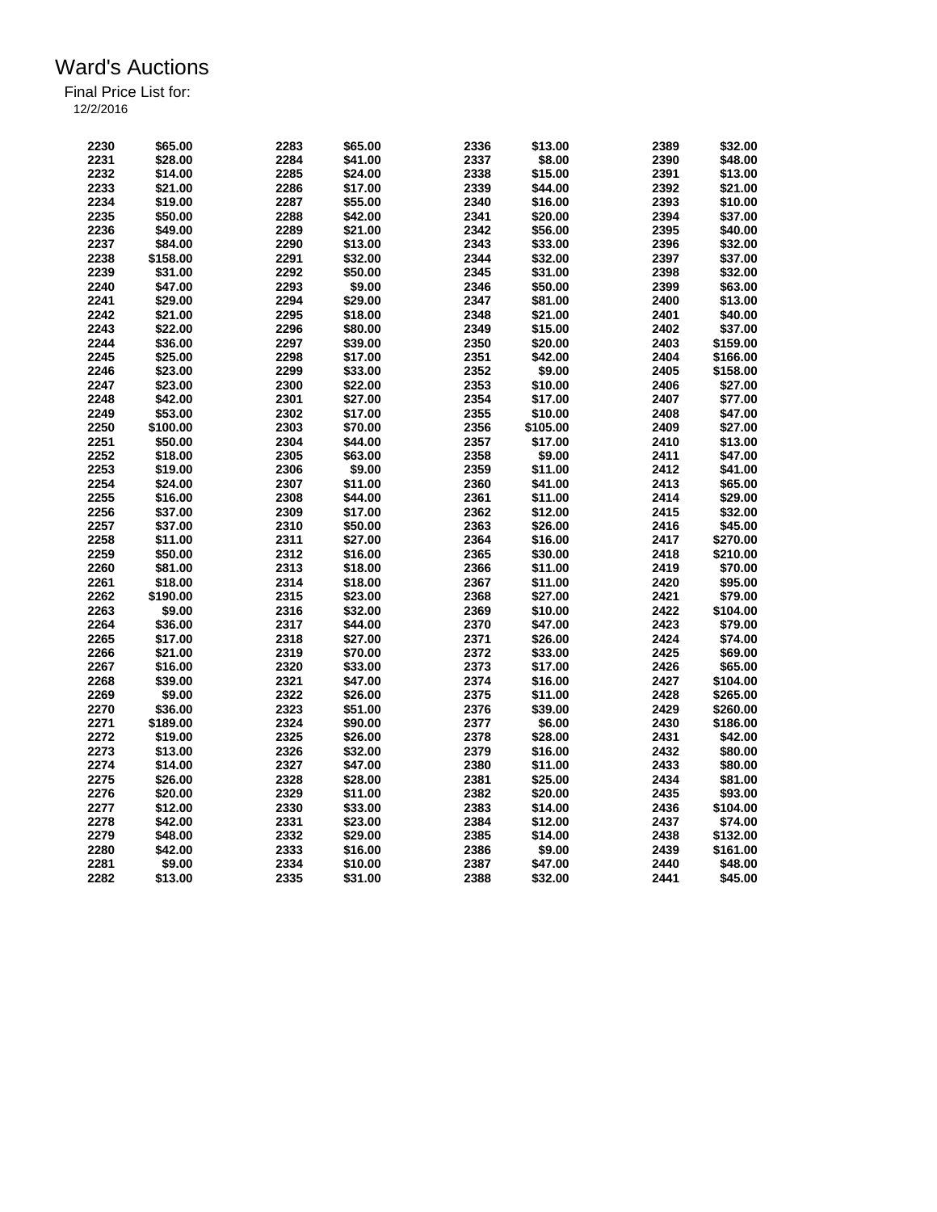# Ward's Auctions

Final Price List for:

12/2/2016

| | | | | | | | |
|---|---|---|---|---|---|---|---|
| 2230 | $65.00 | 2283 | $65.00 | 2336 | $13.00 | 2389 | $32.00 |
| 2231 | $28.00 | 2284 | $41.00 | 2337 | $8.00 | 2390 | $48.00 |
| 2232 | $14.00 | 2285 | $24.00 | 2338 | $15.00 | 2391 | $13.00 |
| 2233 | $21.00 | 2286 | $17.00 | 2339 | $44.00 | 2392 | $21.00 |
| 2234 | $19.00 | 2287 | $55.00 | 2340 | $16.00 | 2393 | $10.00 |
| 2235 | $50.00 | 2288 | $42.00 | 2341 | $20.00 | 2394 | $37.00 |
| 2236 | $49.00 | 2289 | $21.00 | 2342 | $56.00 | 2395 | $40.00 |
| 2237 | $84.00 | 2290 | $13.00 | 2343 | $33.00 | 2396 | $32.00 |
| 2238 | $158.00 | 2291 | $32.00 | 2344 | $32.00 | 2397 | $37.00 |
| 2239 | $31.00 | 2292 | $50.00 | 2345 | $31.00 | 2398 | $32.00 |
| 2240 | $47.00 | 2293 | $9.00 | 2346 | $50.00 | 2399 | $63.00 |
| 2241 | $29.00 | 2294 | $29.00 | 2347 | $81.00 | 2400 | $13.00 |
| 2242 | $21.00 | 2295 | $18.00 | 2348 | $21.00 | 2401 | $40.00 |
| 2243 | $22.00 | 2296 | $80.00 | 2349 | $15.00 | 2402 | $37.00 |
| 2244 | $36.00 | 2297 | $39.00 | 2350 | $20.00 | 2403 | $159.00 |
| 2245 | $25.00 | 2298 | $17.00 | 2351 | $42.00 | 2404 | $166.00 |
| 2246 | $23.00 | 2299 | $33.00 | 2352 | $9.00 | 2405 | $158.00 |
| 2247 | $23.00 | 2300 | $22.00 | 2353 | $10.00 | 2406 | $27.00 |
| 2248 | $42.00 | 2301 | $27.00 | 2354 | $17.00 | 2407 | $77.00 |
| 2249 | $53.00 | 2302 | $17.00 | 2355 | $10.00 | 2408 | $47.00 |
| 2250 | $100.00 | 2303 | $70.00 | 2356 | $105.00 | 2409 | $27.00 |
| 2251 | $50.00 | 2304 | $44.00 | 2357 | $17.00 | 2410 | $13.00 |
| 2252 | $18.00 | 2305 | $63.00 | 2358 | $9.00 | 2411 | $47.00 |
| 2253 | $19.00 | 2306 | $9.00 | 2359 | $11.00 | 2412 | $41.00 |
| 2254 | $24.00 | 2307 | $11.00 | 2360 | $41.00 | 2413 | $65.00 |
| 2255 | $16.00 | 2308 | $44.00 | 2361 | $11.00 | 2414 | $29.00 |
| 2256 | $37.00 | 2309 | $17.00 | 2362 | $12.00 | 2415 | $32.00 |
| 2257 | $37.00 | 2310 | $50.00 | 2363 | $26.00 | 2416 | $45.00 |
| 2258 | $11.00 | 2311 | $27.00 | 2364 | $16.00 | 2417 | $270.00 |
| 2259 | $50.00 | 2312 | $16.00 | 2365 | $30.00 | 2418 | $210.00 |
| 2260 | $81.00 | 2313 | $18.00 | 2366 | $11.00 | 2419 | $70.00 |
| 2261 | $18.00 | 2314 | $18.00 | 2367 | $11.00 | 2420 | $95.00 |
| 2262 | $190.00 | 2315 | $23.00 | 2368 | $27.00 | 2421 | $79.00 |
| 2263 | $9.00 | 2316 | $32.00 | 2369 | $10.00 | 2422 | $104.00 |
| 2264 | $36.00 | 2317 | $44.00 | 2370 | $47.00 | 2423 | $79.00 |
| 2265 | $17.00 | 2318 | $27.00 | 2371 | $26.00 | 2424 | $74.00 |
| 2266 | $21.00 | 2319 | $70.00 | 2372 | $33.00 | 2425 | $69.00 |
| 2267 | $16.00 | 2320 | $33.00 | 2373 | $17.00 | 2426 | $65.00 |
| 2268 | $39.00 | 2321 | $47.00 | 2374 | $16.00 | 2427 | $104.00 |
| 2269 | $9.00 | 2322 | $26.00 | 2375 | $11.00 | 2428 | $265.00 |
| 2270 | $36.00 | 2323 | $51.00 | 2376 | $39.00 | 2429 | $260.00 |
| 2271 | $189.00 | 2324 | $90.00 | 2377 | $6.00 | 2430 | $186.00 |
| 2272 | $19.00 | 2325 | $26.00 | 2378 | $28.00 | 2431 | $42.00 |
| 2273 | $13.00 | 2326 | $32.00 | 2379 | $16.00 | 2432 | $80.00 |
| 2274 | $14.00 | 2327 | $47.00 | 2380 | $11.00 | 2433 | $80.00 |
| 2275 | $26.00 | 2328 | $28.00 | 2381 | $25.00 | 2434 | $81.00 |
| 2276 | $20.00 | 2329 | $11.00 | 2382 | $20.00 | 2435 | $93.00 |
| 2277 | $12.00 | 2330 | $33.00 | 2383 | $14.00 | 2436 | $104.00 |
| 2278 | $42.00 | 2331 | $23.00 | 2384 | $12.00 | 2437 | $74.00 |
| 2279 | $48.00 | 2332 | $29.00 | 2385 | $14.00 | 2438 | $132.00 |
| 2280 | $42.00 | 2333 | $16.00 | 2386 | $9.00 | 2439 | $161.00 |
| 2281 | $9.00 | 2334 | $10.00 | 2387 | $47.00 | 2440 | $48.00 |
| 2282 | $13.00 | 2335 | $31.00 | 2388 | $32.00 | 2441 | $45.00 |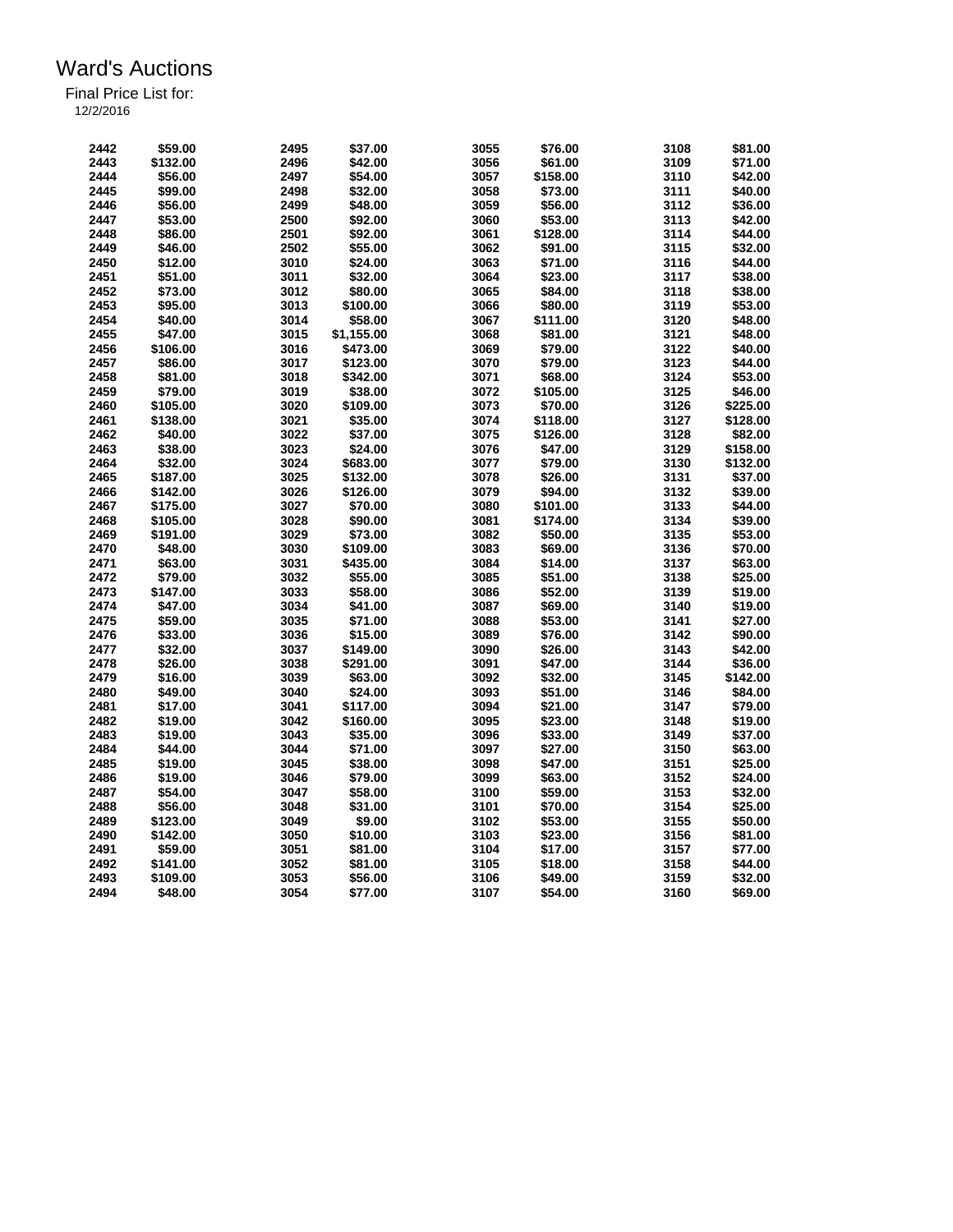# Ward's Auctions

Final Price List for:

12/2/2016

| Lot | Price | Lot | Price | Lot | Price | Lot | Price |
|---|---|---|---|---|---|---|---|
| 2442 | $59.00 | 2495 | $37.00 | 3055 | $76.00 | 3108 | $81.00 |
| 2443 | $132.00 | 2496 | $42.00 | 3056 | $61.00 | 3109 | $71.00 |
| 2444 | $56.00 | 2497 | $54.00 | 3057 | $158.00 | 3110 | $42.00 |
| 2445 | $99.00 | 2498 | $32.00 | 3058 | $73.00 | 3111 | $40.00 |
| 2446 | $56.00 | 2499 | $48.00 | 3059 | $56.00 | 3112 | $36.00 |
| 2447 | $53.00 | 2500 | $92.00 | 3060 | $53.00 | 3113 | $42.00 |
| 2448 | $86.00 | 2501 | $92.00 | 3061 | $128.00 | 3114 | $44.00 |
| 2449 | $46.00 | 2502 | $55.00 | 3062 | $91.00 | 3115 | $32.00 |
| 2450 | $12.00 | 3010 | $24.00 | 3063 | $71.00 | 3116 | $44.00 |
| 2451 | $51.00 | 3011 | $32.00 | 3064 | $23.00 | 3117 | $38.00 |
| 2452 | $73.00 | 3012 | $80.00 | 3065 | $84.00 | 3118 | $38.00 |
| 2453 | $95.00 | 3013 | $100.00 | 3066 | $80.00 | 3119 | $53.00 |
| 2454 | $40.00 | 3014 | $58.00 | 3067 | $111.00 | 3120 | $48.00 |
| 2455 | $47.00 | 3015 | $1,155.00 | 3068 | $81.00 | 3121 | $48.00 |
| 2456 | $106.00 | 3016 | $473.00 | 3069 | $79.00 | 3122 | $40.00 |
| 2457 | $86.00 | 3017 | $123.00 | 3070 | $79.00 | 3123 | $44.00 |
| 2458 | $81.00 | 3018 | $342.00 | 3071 | $68.00 | 3124 | $53.00 |
| 2459 | $79.00 | 3019 | $38.00 | 3072 | $105.00 | 3125 | $46.00 |
| 2460 | $105.00 | 3020 | $109.00 | 3073 | $70.00 | 3126 | $225.00 |
| 2461 | $138.00 | 3021 | $35.00 | 3074 | $118.00 | 3127 | $128.00 |
| 2462 | $40.00 | 3022 | $37.00 | 3075 | $126.00 | 3128 | $82.00 |
| 2463 | $38.00 | 3023 | $24.00 | 3076 | $47.00 | 3129 | $158.00 |
| 2464 | $32.00 | 3024 | $683.00 | 3077 | $79.00 | 3130 | $132.00 |
| 2465 | $187.00 | 3025 | $132.00 | 3078 | $26.00 | 3131 | $37.00 |
| 2466 | $142.00 | 3026 | $126.00 | 3079 | $94.00 | 3132 | $39.00 |
| 2467 | $175.00 | 3027 | $70.00 | 3080 | $101.00 | 3133 | $44.00 |
| 2468 | $105.00 | 3028 | $90.00 | 3081 | $174.00 | 3134 | $39.00 |
| 2469 | $191.00 | 3029 | $73.00 | 3082 | $50.00 | 3135 | $53.00 |
| 2470 | $48.00 | 3030 | $109.00 | 3083 | $69.00 | 3136 | $70.00 |
| 2471 | $63.00 | 3031 | $435.00 | 3084 | $14.00 | 3137 | $63.00 |
| 2472 | $79.00 | 3032 | $55.00 | 3085 | $51.00 | 3138 | $25.00 |
| 2473 | $147.00 | 3033 | $58.00 | 3086 | $52.00 | 3139 | $19.00 |
| 2474 | $47.00 | 3034 | $41.00 | 3087 | $69.00 | 3140 | $19.00 |
| 2475 | $59.00 | 3035 | $71.00 | 3088 | $53.00 | 3141 | $27.00 |
| 2476 | $33.00 | 3036 | $15.00 | 3089 | $76.00 | 3142 | $90.00 |
| 2477 | $32.00 | 3037 | $149.00 | 3090 | $26.00 | 3143 | $42.00 |
| 2478 | $26.00 | 3038 | $291.00 | 3091 | $47.00 | 3144 | $36.00 |
| 2479 | $16.00 | 3039 | $63.00 | 3092 | $32.00 | 3145 | $142.00 |
| 2480 | $49.00 | 3040 | $24.00 | 3093 | $51.00 | 3146 | $84.00 |
| 2481 | $17.00 | 3041 | $117.00 | 3094 | $21.00 | 3147 | $79.00 |
| 2482 | $19.00 | 3042 | $160.00 | 3095 | $23.00 | 3148 | $19.00 |
| 2483 | $19.00 | 3043 | $35.00 | 3096 | $33.00 | 3149 | $37.00 |
| 2484 | $44.00 | 3044 | $71.00 | 3097 | $27.00 | 3150 | $63.00 |
| 2485 | $19.00 | 3045 | $38.00 | 3098 | $47.00 | 3151 | $25.00 |
| 2486 | $19.00 | 3046 | $79.00 | 3099 | $63.00 | 3152 | $24.00 |
| 2487 | $54.00 | 3047 | $58.00 | 3100 | $59.00 | 3153 | $32.00 |
| 2488 | $56.00 | 3048 | $31.00 | 3101 | $70.00 | 3154 | $25.00 |
| 2489 | $123.00 | 3049 | $9.00 | 3102 | $53.00 | 3155 | $50.00 |
| 2490 | $142.00 | 3050 | $10.00 | 3103 | $23.00 | 3156 | $81.00 |
| 2491 | $59.00 | 3051 | $81.00 | 3104 | $17.00 | 3157 | $77.00 |
| 2492 | $141.00 | 3052 | $81.00 | 3105 | $18.00 | 3158 | $44.00 |
| 2493 | $109.00 | 3053 | $56.00 | 3106 | $49.00 | 3159 | $32.00 |
| 2494 | $48.00 | 3054 | $77.00 | 3107 | $54.00 | 3160 | $69.00 |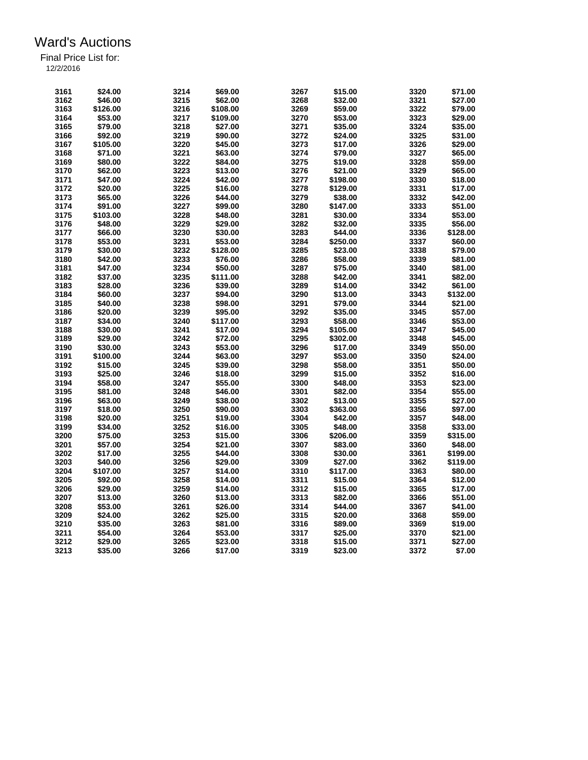# Ward's Auctions

Final Price List for:

12/2/2016

| Lot | Price | Lot | Price | Lot | Price | Lot | Price |
|---|---|---|---|---|---|---|---|
| 3161 | $24.00 | 3214 | $69.00 | 3267 | $15.00 | 3320 | $71.00 |
| 3162 | $46.00 | 3215 | $62.00 | 3268 | $32.00 | 3321 | $27.00 |
| 3163 | $126.00 | 3216 | $108.00 | 3269 | $59.00 | 3322 | $79.00 |
| 3164 | $53.00 | 3217 | $109.00 | 3270 | $53.00 | 3323 | $29.00 |
| 3165 | $79.00 | 3218 | $27.00 | 3271 | $35.00 | 3324 | $35.00 |
| 3166 | $92.00 | 3219 | $90.00 | 3272 | $24.00 | 3325 | $31.00 |
| 3167 | $105.00 | 3220 | $45.00 | 3273 | $17.00 | 3326 | $29.00 |
| 3168 | $71.00 | 3221 | $63.00 | 3274 | $79.00 | 3327 | $65.00 |
| 3169 | $80.00 | 3222 | $84.00 | 3275 | $19.00 | 3328 | $59.00 |
| 3170 | $62.00 | 3223 | $13.00 | 3276 | $21.00 | 3329 | $65.00 |
| 3171 | $47.00 | 3224 | $42.00 | 3277 | $198.00 | 3330 | $18.00 |
| 3172 | $20.00 | 3225 | $16.00 | 3278 | $129.00 | 3331 | $17.00 |
| 3173 | $65.00 | 3226 | $44.00 | 3279 | $38.00 | 3332 | $42.00 |
| 3174 | $91.00 | 3227 | $99.00 | 3280 | $147.00 | 3333 | $51.00 |
| 3175 | $103.00 | 3228 | $48.00 | 3281 | $30.00 | 3334 | $53.00 |
| 3176 | $48.00 | 3229 | $29.00 | 3282 | $32.00 | 3335 | $56.00 |
| 3177 | $66.00 | 3230 | $30.00 | 3283 | $44.00 | 3336 | $128.00 |
| 3178 | $53.00 | 3231 | $53.00 | 3284 | $250.00 | 3337 | $60.00 |
| 3179 | $30.00 | 3232 | $128.00 | 3285 | $23.00 | 3338 | $79.00 |
| 3180 | $42.00 | 3233 | $76.00 | 3286 | $58.00 | 3339 | $81.00 |
| 3181 | $47.00 | 3234 | $50.00 | 3287 | $75.00 | 3340 | $81.00 |
| 3182 | $37.00 | 3235 | $111.00 | 3288 | $42.00 | 3341 | $82.00 |
| 3183 | $28.00 | 3236 | $39.00 | 3289 | $14.00 | 3342 | $61.00 |
| 3184 | $60.00 | 3237 | $94.00 | 3290 | $13.00 | 3343 | $132.00 |
| 3185 | $40.00 | 3238 | $98.00 | 3291 | $79.00 | 3344 | $21.00 |
| 3186 | $20.00 | 3239 | $95.00 | 3292 | $35.00 | 3345 | $57.00 |
| 3187 | $34.00 | 3240 | $117.00 | 3293 | $58.00 | 3346 | $53.00 |
| 3188 | $30.00 | 3241 | $17.00 | 3294 | $105.00 | 3347 | $45.00 |
| 3189 | $29.00 | 3242 | $72.00 | 3295 | $302.00 | 3348 | $45.00 |
| 3190 | $30.00 | 3243 | $53.00 | 3296 | $17.00 | 3349 | $50.00 |
| 3191 | $100.00 | 3244 | $63.00 | 3297 | $53.00 | 3350 | $24.00 |
| 3192 | $15.00 | 3245 | $39.00 | 3298 | $58.00 | 3351 | $50.00 |
| 3193 | $25.00 | 3246 | $18.00 | 3299 | $15.00 | 3352 | $16.00 |
| 3194 | $58.00 | 3247 | $55.00 | 3300 | $48.00 | 3353 | $23.00 |
| 3195 | $81.00 | 3248 | $46.00 | 3301 | $82.00 | 3354 | $55.00 |
| 3196 | $63.00 | 3249 | $38.00 | 3302 | $13.00 | 3355 | $27.00 |
| 3197 | $18.00 | 3250 | $90.00 | 3303 | $363.00 | 3356 | $97.00 |
| 3198 | $20.00 | 3251 | $19.00 | 3304 | $42.00 | 3357 | $48.00 |
| 3199 | $34.00 | 3252 | $16.00 | 3305 | $48.00 | 3358 | $33.00 |
| 3200 | $75.00 | 3253 | $15.00 | 3306 | $206.00 | 3359 | $315.00 |
| 3201 | $57.00 | 3254 | $21.00 | 3307 | $83.00 | 3360 | $48.00 |
| 3202 | $17.00 | 3255 | $44.00 | 3308 | $30.00 | 3361 | $199.00 |
| 3203 | $40.00 | 3256 | $29.00 | 3309 | $27.00 | 3362 | $119.00 |
| 3204 | $107.00 | 3257 | $14.00 | 3310 | $117.00 | 3363 | $80.00 |
| 3205 | $92.00 | 3258 | $14.00 | 3311 | $15.00 | 3364 | $12.00 |
| 3206 | $29.00 | 3259 | $14.00 | 3312 | $15.00 | 3365 | $17.00 |
| 3207 | $13.00 | 3260 | $13.00 | 3313 | $82.00 | 3366 | $51.00 |
| 3208 | $53.00 | 3261 | $26.00 | 3314 | $44.00 | 3367 | $41.00 |
| 3209 | $24.00 | 3262 | $25.00 | 3315 | $20.00 | 3368 | $59.00 |
| 3210 | $35.00 | 3263 | $81.00 | 3316 | $89.00 | 3369 | $19.00 |
| 3211 | $54.00 | 3264 | $53.00 | 3317 | $25.00 | 3370 | $21.00 |
| 3212 | $29.00 | 3265 | $23.00 | 3318 | $15.00 | 3371 | $27.00 |
| 3213 | $35.00 | 3266 | $17.00 | 3319 | $23.00 | 3372 | $7.00 |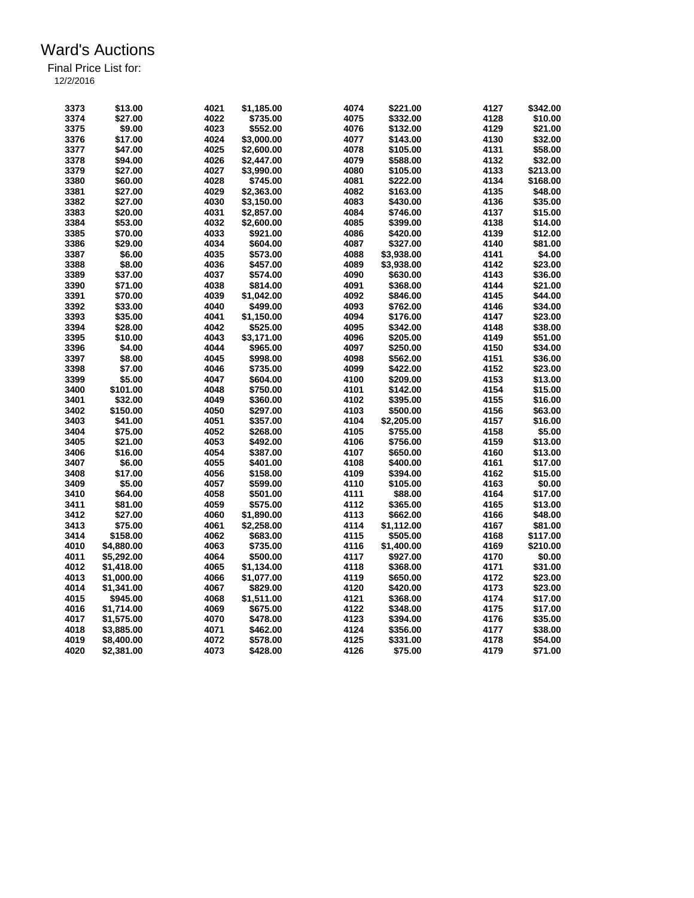# Ward's Auctions

Final Price List for:

12/2/2016

| Lot | Price | Lot | Price | Lot | Price | Lot | Price |
|---|---|---|---|---|---|---|---|
| 3373 | $13.00 | 4021 | $1,185.00 | 4074 | $221.00 | 4127 | $342.00 |
| 3374 | $27.00 | 4022 | $735.00 | 4075 | $332.00 | 4128 | $10.00 |
| 3375 | $9.00 | 4023 | $552.00 | 4076 | $132.00 | 4129 | $21.00 |
| 3376 | $17.00 | 4024 | $3,000.00 | 4077 | $143.00 | 4130 | $32.00 |
| 3377 | $47.00 | 4025 | $2,600.00 | 4078 | $105.00 | 4131 | $58.00 |
| 3378 | $94.00 | 4026 | $2,447.00 | 4079 | $588.00 | 4132 | $32.00 |
| 3379 | $27.00 | 4027 | $3,990.00 | 4080 | $105.00 | 4133 | $213.00 |
| 3380 | $60.00 | 4028 | $745.00 | 4081 | $222.00 | 4134 | $168.00 |
| 3381 | $27.00 | 4029 | $2,363.00 | 4082 | $163.00 | 4135 | $48.00 |
| 3382 | $27.00 | 4030 | $3,150.00 | 4083 | $430.00 | 4136 | $35.00 |
| 3383 | $20.00 | 4031 | $2,857.00 | 4084 | $746.00 | 4137 | $15.00 |
| 3384 | $53.00 | 4032 | $2,600.00 | 4085 | $399.00 | 4138 | $14.00 |
| 3385 | $70.00 | 4033 | $921.00 | 4086 | $420.00 | 4139 | $12.00 |
| 3386 | $29.00 | 4034 | $604.00 | 4087 | $327.00 | 4140 | $81.00 |
| 3387 | $6.00 | 4035 | $573.00 | 4088 | $3,938.00 | 4141 | $4.00 |
| 3388 | $8.00 | 4036 | $457.00 | 4089 | $3,938.00 | 4142 | $23.00 |
| 3389 | $37.00 | 4037 | $574.00 | 4090 | $630.00 | 4143 | $36.00 |
| 3390 | $71.00 | 4038 | $814.00 | 4091 | $368.00 | 4144 | $21.00 |
| 3391 | $70.00 | 4039 | $1,042.00 | 4092 | $846.00 | 4145 | $44.00 |
| 3392 | $33.00 | 4040 | $499.00 | 4093 | $762.00 | 4146 | $34.00 |
| 3393 | $35.00 | 4041 | $1,150.00 | 4094 | $176.00 | 4147 | $23.00 |
| 3394 | $28.00 | 4042 | $525.00 | 4095 | $342.00 | 4148 | $38.00 |
| 3395 | $10.00 | 4043 | $3,171.00 | 4096 | $205.00 | 4149 | $51.00 |
| 3396 | $4.00 | 4044 | $965.00 | 4097 | $250.00 | 4150 | $34.00 |
| 3397 | $8.00 | 4045 | $998.00 | 4098 | $562.00 | 4151 | $36.00 |
| 3398 | $7.00 | 4046 | $735.00 | 4099 | $422.00 | 4152 | $23.00 |
| 3399 | $5.00 | 4047 | $604.00 | 4100 | $209.00 | 4153 | $13.00 |
| 3400 | $101.00 | 4048 | $750.00 | 4101 | $142.00 | 4154 | $15.00 |
| 3401 | $32.00 | 4049 | $360.00 | 4102 | $395.00 | 4155 | $16.00 |
| 3402 | $150.00 | 4050 | $297.00 | 4103 | $500.00 | 4156 | $63.00 |
| 3403 | $41.00 | 4051 | $357.00 | 4104 | $2,205.00 | 4157 | $16.00 |
| 3404 | $75.00 | 4052 | $268.00 | 4105 | $755.00 | 4158 | $5.00 |
| 3405 | $21.00 | 4053 | $492.00 | 4106 | $756.00 | 4159 | $13.00 |
| 3406 | $16.00 | 4054 | $387.00 | 4107 | $650.00 | 4160 | $13.00 |
| 3407 | $6.00 | 4055 | $401.00 | 4108 | $400.00 | 4161 | $17.00 |
| 3408 | $17.00 | 4056 | $158.00 | 4109 | $394.00 | 4162 | $15.00 |
| 3409 | $5.00 | 4057 | $599.00 | 4110 | $105.00 | 4163 | $0.00 |
| 3410 | $64.00 | 4058 | $501.00 | 4111 | $88.00 | 4164 | $17.00 |
| 3411 | $81.00 | 4059 | $575.00 | 4112 | $365.00 | 4165 | $13.00 |
| 3412 | $27.00 | 4060 | $1,890.00 | 4113 | $662.00 | 4166 | $48.00 |
| 3413 | $75.00 | 4061 | $2,258.00 | 4114 | $1,112.00 | 4167 | $81.00 |
| 3414 | $158.00 | 4062 | $683.00 | 4115 | $505.00 | 4168 | $117.00 |
| 4010 | $4,880.00 | 4063 | $735.00 | 4116 | $1,400.00 | 4169 | $210.00 |
| 4011 | $5,292.00 | 4064 | $500.00 | 4117 | $927.00 | 4170 | $0.00 |
| 4012 | $1,418.00 | 4065 | $1,134.00 | 4118 | $368.00 | 4171 | $31.00 |
| 4013 | $1,000.00 | 4066 | $1,077.00 | 4119 | $650.00 | 4172 | $23.00 |
| 4014 | $1,341.00 | 4067 | $829.00 | 4120 | $420.00 | 4173 | $23.00 |
| 4015 | $945.00 | 4068 | $1,511.00 | 4121 | $368.00 | 4174 | $17.00 |
| 4016 | $1,714.00 | 4069 | $675.00 | 4122 | $348.00 | 4175 | $17.00 |
| 4017 | $1,575.00 | 4070 | $478.00 | 4123 | $394.00 | 4176 | $35.00 |
| 4018 | $3,885.00 | 4071 | $462.00 | 4124 | $356.00 | 4177 | $38.00 |
| 4019 | $8,400.00 | 4072 | $578.00 | 4125 | $331.00 | 4178 | $54.00 |
| 4020 | $2,381.00 | 4073 | $428.00 | 4126 | $75.00 | 4179 | $71.00 |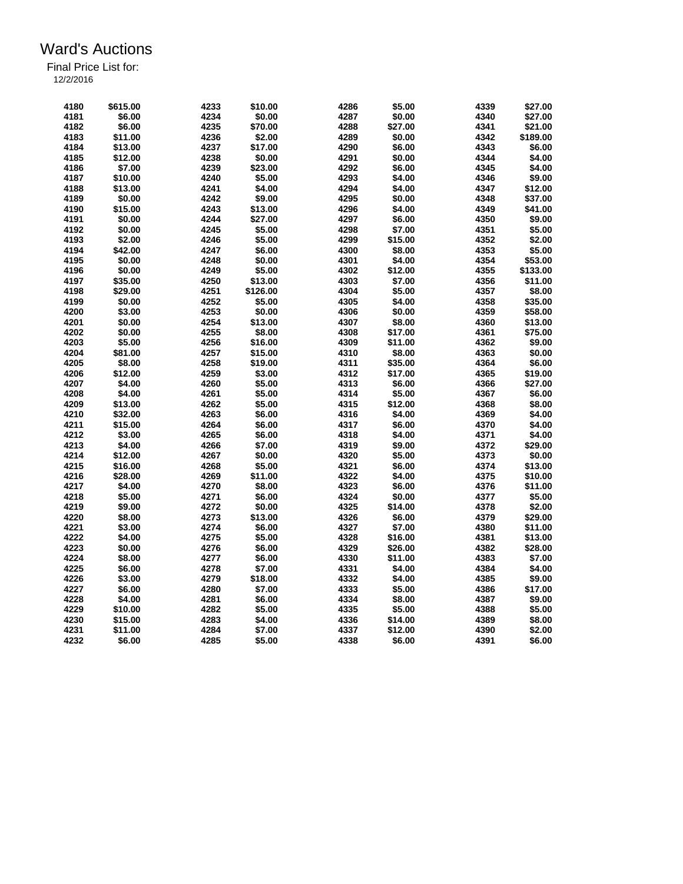# Ward's Auctions

Final Price List for:

12/2/2016

| Lot | Price | Lot | Price | Lot | Price | Lot | Price |
|---|---|---|---|---|---|---|---|
| 4180 | $615.00 | 4233 | $10.00 | 4286 | $5.00 | 4339 | $27.00 |
| 4181 | $6.00 | 4234 | $0.00 | 4287 | $0.00 | 4340 | $27.00 |
| 4182 | $6.00 | 4235 | $70.00 | 4288 | $27.00 | 4341 | $21.00 |
| 4183 | $11.00 | 4236 | $2.00 | 4289 | $0.00 | 4342 | $189.00 |
| 4184 | $13.00 | 4237 | $17.00 | 4290 | $6.00 | 4343 | $6.00 |
| 4185 | $12.00 | 4238 | $0.00 | 4291 | $0.00 | 4344 | $4.00 |
| 4186 | $7.00 | 4239 | $23.00 | 4292 | $6.00 | 4345 | $4.00 |
| 4187 | $10.00 | 4240 | $5.00 | 4293 | $4.00 | 4346 | $9.00 |
| 4188 | $13.00 | 4241 | $4.00 | 4294 | $4.00 | 4347 | $12.00 |
| 4189 | $0.00 | 4242 | $9.00 | 4295 | $0.00 | 4348 | $37.00 |
| 4190 | $15.00 | 4243 | $13.00 | 4296 | $4.00 | 4349 | $41.00 |
| 4191 | $0.00 | 4244 | $27.00 | 4297 | $6.00 | 4350 | $9.00 |
| 4192 | $0.00 | 4245 | $5.00 | 4298 | $7.00 | 4351 | $5.00 |
| 4193 | $2.00 | 4246 | $5.00 | 4299 | $15.00 | 4352 | $2.00 |
| 4194 | $42.00 | 4247 | $6.00 | 4300 | $8.00 | 4353 | $5.00 |
| 4195 | $0.00 | 4248 | $0.00 | 4301 | $4.00 | 4354 | $53.00 |
| 4196 | $0.00 | 4249 | $5.00 | 4302 | $12.00 | 4355 | $133.00 |
| 4197 | $35.00 | 4250 | $13.00 | 4303 | $7.00 | 4356 | $11.00 |
| 4198 | $29.00 | 4251 | $126.00 | 4304 | $5.00 | 4357 | $8.00 |
| 4199 | $0.00 | 4252 | $5.00 | 4305 | $4.00 | 4358 | $35.00 |
| 4200 | $3.00 | 4253 | $0.00 | 4306 | $0.00 | 4359 | $58.00 |
| 4201 | $0.00 | 4254 | $13.00 | 4307 | $8.00 | 4360 | $13.00 |
| 4202 | $0.00 | 4255 | $8.00 | 4308 | $17.00 | 4361 | $75.00 |
| 4203 | $5.00 | 4256 | $16.00 | 4309 | $11.00 | 4362 | $9.00 |
| 4204 | $81.00 | 4257 | $15.00 | 4310 | $8.00 | 4363 | $0.00 |
| 4205 | $8.00 | 4258 | $19.00 | 4311 | $35.00 | 4364 | $6.00 |
| 4206 | $12.00 | 4259 | $3.00 | 4312 | $17.00 | 4365 | $19.00 |
| 4207 | $4.00 | 4260 | $5.00 | 4313 | $6.00 | 4366 | $27.00 |
| 4208 | $4.00 | 4261 | $5.00 | 4314 | $5.00 | 4367 | $6.00 |
| 4209 | $13.00 | 4262 | $5.00 | 4315 | $12.00 | 4368 | $8.00 |
| 4210 | $32.00 | 4263 | $6.00 | 4316 | $4.00 | 4369 | $4.00 |
| 4211 | $15.00 | 4264 | $6.00 | 4317 | $6.00 | 4370 | $4.00 |
| 4212 | $3.00 | 4265 | $6.00 | 4318 | $4.00 | 4371 | $4.00 |
| 4213 | $4.00 | 4266 | $7.00 | 4319 | $9.00 | 4372 | $29.00 |
| 4214 | $12.00 | 4267 | $0.00 | 4320 | $5.00 | 4373 | $0.00 |
| 4215 | $16.00 | 4268 | $5.00 | 4321 | $6.00 | 4374 | $13.00 |
| 4216 | $28.00 | 4269 | $11.00 | 4322 | $4.00 | 4375 | $10.00 |
| 4217 | $4.00 | 4270 | $8.00 | 4323 | $6.00 | 4376 | $11.00 |
| 4218 | $5.00 | 4271 | $6.00 | 4324 | $0.00 | 4377 | $5.00 |
| 4219 | $9.00 | 4272 | $0.00 | 4325 | $14.00 | 4378 | $2.00 |
| 4220 | $8.00 | 4273 | $13.00 | 4326 | $6.00 | 4379 | $29.00 |
| 4221 | $3.00 | 4274 | $6.00 | 4327 | $7.00 | 4380 | $11.00 |
| 4222 | $4.00 | 4275 | $5.00 | 4328 | $16.00 | 4381 | $13.00 |
| 4223 | $0.00 | 4276 | $6.00 | 4329 | $26.00 | 4382 | $28.00 |
| 4224 | $8.00 | 4277 | $6.00 | 4330 | $11.00 | 4383 | $7.00 |
| 4225 | $6.00 | 4278 | $7.00 | 4331 | $4.00 | 4384 | $4.00 |
| 4226 | $3.00 | 4279 | $18.00 | 4332 | $4.00 | 4385 | $9.00 |
| 4227 | $6.00 | 4280 | $7.00 | 4333 | $5.00 | 4386 | $17.00 |
| 4228 | $4.00 | 4281 | $6.00 | 4334 | $8.00 | 4387 | $9.00 |
| 4229 | $10.00 | 4282 | $5.00 | 4335 | $5.00 | 4388 | $5.00 |
| 4230 | $15.00 | 4283 | $4.00 | 4336 | $14.00 | 4389 | $8.00 |
| 4231 | $11.00 | 4284 | $7.00 | 4337 | $12.00 | 4390 | $2.00 |
| 4232 | $6.00 | 4285 | $5.00 | 4338 | $6.00 | 4391 | $6.00 |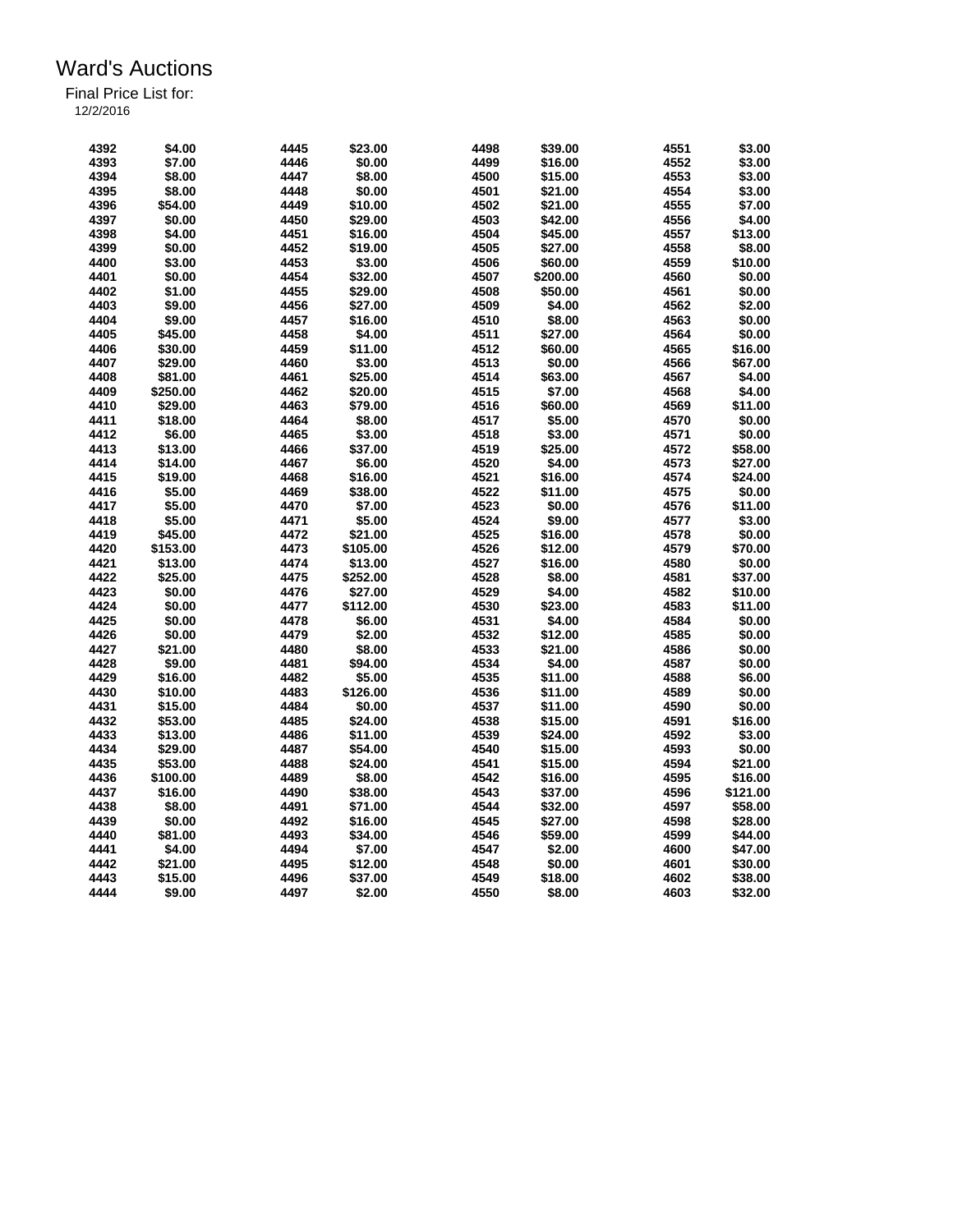# Ward's Auctions

Final Price List for:

12/2/2016

| Lot | Price | Lot | Price | Lot | Price | Lot | Price |
|---|---|---|---|---|---|---|---|
| 4392 | $4.00 | 4445 | $23.00 | 4498 | $39.00 | 4551 | $3.00 |
| 4393 | $7.00 | 4446 | $0.00 | 4499 | $16.00 | 4552 | $3.00 |
| 4394 | $8.00 | 4447 | $8.00 | 4500 | $15.00 | 4553 | $3.00 |
| 4395 | $8.00 | 4448 | $0.00 | 4501 | $21.00 | 4554 | $3.00 |
| 4396 | $54.00 | 4449 | $10.00 | 4502 | $21.00 | 4555 | $7.00 |
| 4397 | $0.00 | 4450 | $29.00 | 4503 | $42.00 | 4556 | $4.00 |
| 4398 | $4.00 | 4451 | $16.00 | 4504 | $45.00 | 4557 | $13.00 |
| 4399 | $0.00 | 4452 | $19.00 | 4505 | $27.00 | 4558 | $8.00 |
| 4400 | $3.00 | 4453 | $3.00 | 4506 | $60.00 | 4559 | $10.00 |
| 4401 | $0.00 | 4454 | $32.00 | 4507 | $200.00 | 4560 | $0.00 |
| 4402 | $1.00 | 4455 | $29.00 | 4508 | $50.00 | 4561 | $0.00 |
| 4403 | $9.00 | 4456 | $27.00 | 4509 | $4.00 | 4562 | $2.00 |
| 4404 | $9.00 | 4457 | $16.00 | 4510 | $8.00 | 4563 | $0.00 |
| 4405 | $45.00 | 4458 | $4.00 | 4511 | $27.00 | 4564 | $0.00 |
| 4406 | $30.00 | 4459 | $11.00 | 4512 | $60.00 | 4565 | $16.00 |
| 4407 | $29.00 | 4460 | $3.00 | 4513 | $0.00 | 4566 | $67.00 |
| 4408 | $81.00 | 4461 | $25.00 | 4514 | $63.00 | 4567 | $4.00 |
| 4409 | $250.00 | 4462 | $20.00 | 4515 | $7.00 | 4568 | $4.00 |
| 4410 | $29.00 | 4463 | $79.00 | 4516 | $60.00 | 4569 | $11.00 |
| 4411 | $18.00 | 4464 | $8.00 | 4517 | $5.00 | 4570 | $0.00 |
| 4412 | $6.00 | 4465 | $3.00 | 4518 | $3.00 | 4571 | $0.00 |
| 4413 | $13.00 | 4466 | $37.00 | 4519 | $25.00 | 4572 | $58.00 |
| 4414 | $14.00 | 4467 | $6.00 | 4520 | $4.00 | 4573 | $27.00 |
| 4415 | $19.00 | 4468 | $16.00 | 4521 | $16.00 | 4574 | $24.00 |
| 4416 | $5.00 | 4469 | $38.00 | 4522 | $11.00 | 4575 | $0.00 |
| 4417 | $5.00 | 4470 | $7.00 | 4523 | $0.00 | 4576 | $11.00 |
| 4418 | $5.00 | 4471 | $5.00 | 4524 | $9.00 | 4577 | $3.00 |
| 4419 | $45.00 | 4472 | $21.00 | 4525 | $16.00 | 4578 | $0.00 |
| 4420 | $153.00 | 4473 | $105.00 | 4526 | $12.00 | 4579 | $70.00 |
| 4421 | $13.00 | 4474 | $13.00 | 4527 | $16.00 | 4580 | $0.00 |
| 4422 | $25.00 | 4475 | $252.00 | 4528 | $8.00 | 4581 | $37.00 |
| 4423 | $0.00 | 4476 | $27.00 | 4529 | $4.00 | 4582 | $10.00 |
| 4424 | $0.00 | 4477 | $112.00 | 4530 | $23.00 | 4583 | $11.00 |
| 4425 | $0.00 | 4478 | $6.00 | 4531 | $4.00 | 4584 | $0.00 |
| 4426 | $0.00 | 4479 | $2.00 | 4532 | $12.00 | 4585 | $0.00 |
| 4427 | $21.00 | 4480 | $8.00 | 4533 | $21.00 | 4586 | $0.00 |
| 4428 | $9.00 | 4481 | $94.00 | 4534 | $4.00 | 4587 | $0.00 |
| 4429 | $16.00 | 4482 | $5.00 | 4535 | $11.00 | 4588 | $6.00 |
| 4430 | $10.00 | 4483 | $126.00 | 4536 | $11.00 | 4589 | $0.00 |
| 4431 | $15.00 | 4484 | $0.00 | 4537 | $11.00 | 4590 | $0.00 |
| 4432 | $53.00 | 4485 | $24.00 | 4538 | $15.00 | 4591 | $16.00 |
| 4433 | $13.00 | 4486 | $11.00 | 4539 | $24.00 | 4592 | $3.00 |
| 4434 | $29.00 | 4487 | $54.00 | 4540 | $15.00 | 4593 | $0.00 |
| 4435 | $53.00 | 4488 | $24.00 | 4541 | $15.00 | 4594 | $21.00 |
| 4436 | $100.00 | 4489 | $8.00 | 4542 | $16.00 | 4595 | $16.00 |
| 4437 | $16.00 | 4490 | $38.00 | 4543 | $37.00 | 4596 | $121.00 |
| 4438 | $8.00 | 4491 | $71.00 | 4544 | $32.00 | 4597 | $58.00 |
| 4439 | $0.00 | 4492 | $16.00 | 4545 | $27.00 | 4598 | $28.00 |
| 4440 | $81.00 | 4493 | $34.00 | 4546 | $59.00 | 4599 | $44.00 |
| 4441 | $4.00 | 4494 | $7.00 | 4547 | $2.00 | 4600 | $47.00 |
| 4442 | $21.00 | 4495 | $12.00 | 4548 | $0.00 | 4601 | $30.00 |
| 4443 | $15.00 | 4496 | $37.00 | 4549 | $18.00 | 4602 | $38.00 |
| 4444 | $9.00 | 4497 | $2.00 | 4550 | $8.00 | 4603 | $32.00 |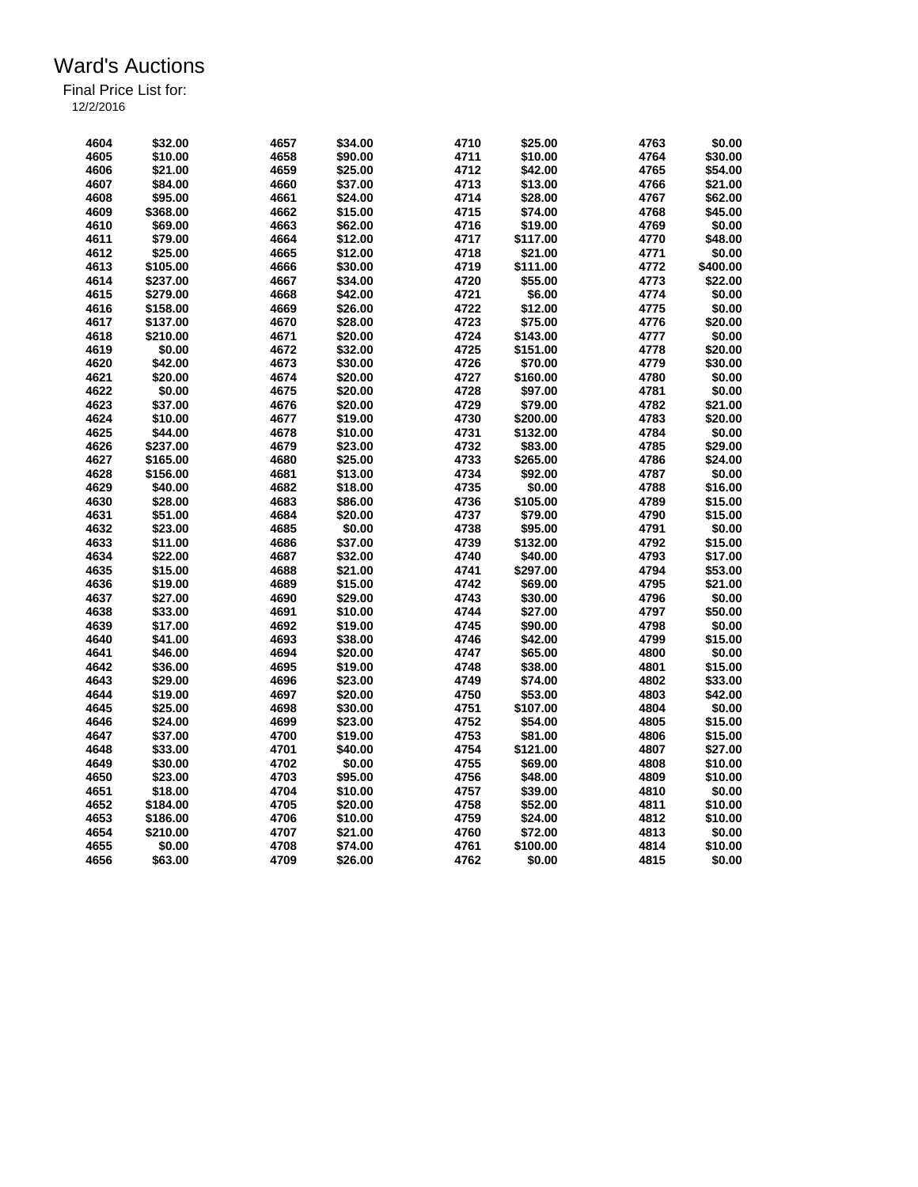# Ward's Auctions

Final Price List for:
12/2/2016

| Lot | Price | Lot | Price | Lot | Price | Lot | Price |
|---|---|---|---|---|---|---|---|
| 4604 | $32.00 | 4657 | $34.00 | 4710 | $25.00 | 4763 | $0.00 |
| 4605 | $10.00 | 4658 | $90.00 | 4711 | $10.00 | 4764 | $30.00 |
| 4606 | $21.00 | 4659 | $25.00 | 4712 | $42.00 | 4765 | $54.00 |
| 4607 | $84.00 | 4660 | $37.00 | 4713 | $13.00 | 4766 | $21.00 |
| 4608 | $95.00 | 4661 | $24.00 | 4714 | $28.00 | 4767 | $62.00 |
| 4609 | $368.00 | 4662 | $15.00 | 4715 | $74.00 | 4768 | $45.00 |
| 4610 | $69.00 | 4663 | $62.00 | 4716 | $19.00 | 4769 | $0.00 |
| 4611 | $79.00 | 4664 | $12.00 | 4717 | $117.00 | 4770 | $48.00 |
| 4612 | $25.00 | 4665 | $12.00 | 4718 | $21.00 | 4771 | $0.00 |
| 4613 | $105.00 | 4666 | $30.00 | 4719 | $111.00 | 4772 | $400.00 |
| 4614 | $237.00 | 4667 | $34.00 | 4720 | $55.00 | 4773 | $22.00 |
| 4615 | $279.00 | 4668 | $42.00 | 4721 | $6.00 | 4774 | $0.00 |
| 4616 | $158.00 | 4669 | $26.00 | 4722 | $12.00 | 4775 | $0.00 |
| 4617 | $137.00 | 4670 | $28.00 | 4723 | $75.00 | 4776 | $20.00 |
| 4618 | $210.00 | 4671 | $20.00 | 4724 | $143.00 | 4777 | $0.00 |
| 4619 | $0.00 | 4672 | $32.00 | 4725 | $151.00 | 4778 | $20.00 |
| 4620 | $42.00 | 4673 | $30.00 | 4726 | $70.00 | 4779 | $30.00 |
| 4621 | $20.00 | 4674 | $20.00 | 4727 | $160.00 | 4780 | $0.00 |
| 4622 | $0.00 | 4675 | $20.00 | 4728 | $97.00 | 4781 | $0.00 |
| 4623 | $37.00 | 4676 | $20.00 | 4729 | $79.00 | 4782 | $21.00 |
| 4624 | $10.00 | 4677 | $19.00 | 4730 | $200.00 | 4783 | $20.00 |
| 4625 | $44.00 | 4678 | $10.00 | 4731 | $132.00 | 4784 | $0.00 |
| 4626 | $237.00 | 4679 | $23.00 | 4732 | $83.00 | 4785 | $29.00 |
| 4627 | $165.00 | 4680 | $25.00 | 4733 | $265.00 | 4786 | $24.00 |
| 4628 | $156.00 | 4681 | $13.00 | 4734 | $92.00 | 4787 | $0.00 |
| 4629 | $40.00 | 4682 | $18.00 | 4735 | $0.00 | 4788 | $16.00 |
| 4630 | $28.00 | 4683 | $86.00 | 4736 | $105.00 | 4789 | $15.00 |
| 4631 | $51.00 | 4684 | $20.00 | 4737 | $79.00 | 4790 | $15.00 |
| 4632 | $23.00 | 4685 | $0.00 | 4738 | $95.00 | 4791 | $0.00 |
| 4633 | $11.00 | 4686 | $37.00 | 4739 | $132.00 | 4792 | $15.00 |
| 4634 | $22.00 | 4687 | $32.00 | 4740 | $40.00 | 4793 | $17.00 |
| 4635 | $15.00 | 4688 | $21.00 | 4741 | $297.00 | 4794 | $53.00 |
| 4636 | $19.00 | 4689 | $15.00 | 4742 | $69.00 | 4795 | $21.00 |
| 4637 | $27.00 | 4690 | $29.00 | 4743 | $30.00 | 4796 | $0.00 |
| 4638 | $33.00 | 4691 | $10.00 | 4744 | $27.00 | 4797 | $50.00 |
| 4639 | $17.00 | 4692 | $19.00 | 4745 | $90.00 | 4798 | $0.00 |
| 4640 | $41.00 | 4693 | $38.00 | 4746 | $42.00 | 4799 | $15.00 |
| 4641 | $46.00 | 4694 | $20.00 | 4747 | $65.00 | 4800 | $0.00 |
| 4642 | $36.00 | 4695 | $19.00 | 4748 | $38.00 | 4801 | $15.00 |
| 4643 | $29.00 | 4696 | $23.00 | 4749 | $74.00 | 4802 | $33.00 |
| 4644 | $19.00 | 4697 | $20.00 | 4750 | $53.00 | 4803 | $42.00 |
| 4645 | $25.00 | 4698 | $30.00 | 4751 | $107.00 | 4804 | $0.00 |
| 4646 | $24.00 | 4699 | $23.00 | 4752 | $54.00 | 4805 | $15.00 |
| 4647 | $37.00 | 4700 | $19.00 | 4753 | $81.00 | 4806 | $15.00 |
| 4648 | $33.00 | 4701 | $40.00 | 4754 | $121.00 | 4807 | $27.00 |
| 4649 | $30.00 | 4702 | $0.00 | 4755 | $69.00 | 4808 | $10.00 |
| 4650 | $23.00 | 4703 | $95.00 | 4756 | $48.00 | 4809 | $10.00 |
| 4651 | $18.00 | 4704 | $10.00 | 4757 | $39.00 | 4810 | $0.00 |
| 4652 | $184.00 | 4705 | $20.00 | 4758 | $52.00 | 4811 | $10.00 |
| 4653 | $186.00 | 4706 | $10.00 | 4759 | $24.00 | 4812 | $10.00 |
| 4654 | $210.00 | 4707 | $21.00 | 4760 | $72.00 | 4813 | $0.00 |
| 4655 | $0.00 | 4708 | $74.00 | 4761 | $100.00 | 4814 | $10.00 |
| 4656 | $63.00 | 4709 | $26.00 | 4762 | $0.00 | 4815 | $0.00 |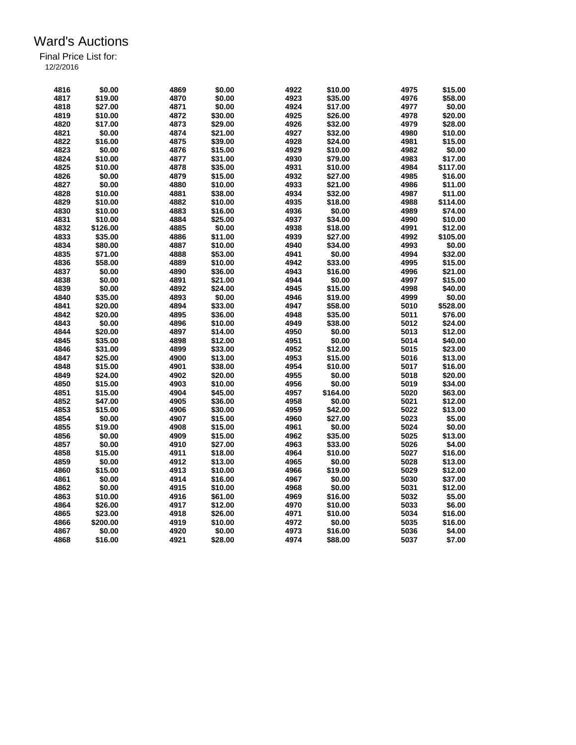# Ward's Auctions

Final Price List for:

12/2/2016

| Lot | Price | Lot | Price | Lot | Price | Lot | Price |
|---|---|---|---|---|---|---|---|
| 4816 | $0.00 | 4869 | $0.00 | 4922 | $10.00 | 4975 | $15.00 |
| 4817 | $19.00 | 4870 | $0.00 | 4923 | $35.00 | 4976 | $58.00 |
| 4818 | $27.00 | 4871 | $0.00 | 4924 | $17.00 | 4977 | $0.00 |
| 4819 | $10.00 | 4872 | $30.00 | 4925 | $26.00 | 4978 | $20.00 |
| 4820 | $17.00 | 4873 | $29.00 | 4926 | $32.00 | 4979 | $28.00 |
| 4821 | $0.00 | 4874 | $21.00 | 4927 | $32.00 | 4980 | $10.00 |
| 4822 | $16.00 | 4875 | $39.00 | 4928 | $24.00 | 4981 | $15.00 |
| 4823 | $0.00 | 4876 | $15.00 | 4929 | $10.00 | 4982 | $0.00 |
| 4824 | $10.00 | 4877 | $31.00 | 4930 | $79.00 | 4983 | $17.00 |
| 4825 | $10.00 | 4878 | $35.00 | 4931 | $10.00 | 4984 | $117.00 |
| 4826 | $0.00 | 4879 | $15.00 | 4932 | $27.00 | 4985 | $16.00 |
| 4827 | $0.00 | 4880 | $10.00 | 4933 | $21.00 | 4986 | $11.00 |
| 4828 | $10.00 | 4881 | $38.00 | 4934 | $32.00 | 4987 | $11.00 |
| 4829 | $10.00 | 4882 | $10.00 | 4935 | $18.00 | 4988 | $114.00 |
| 4830 | $10.00 | 4883 | $16.00 | 4936 | $0.00 | 4989 | $74.00 |
| 4831 | $10.00 | 4884 | $25.00 | 4937 | $34.00 | 4990 | $10.00 |
| 4832 | $126.00 | 4885 | $0.00 | 4938 | $18.00 | 4991 | $12.00 |
| 4833 | $35.00 | 4886 | $11.00 | 4939 | $27.00 | 4992 | $105.00 |
| 4834 | $80.00 | 4887 | $10.00 | 4940 | $34.00 | 4993 | $0.00 |
| 4835 | $71.00 | 4888 | $53.00 | 4941 | $0.00 | 4994 | $32.00 |
| 4836 | $58.00 | 4889 | $10.00 | 4942 | $33.00 | 4995 | $15.00 |
| 4837 | $0.00 | 4890 | $36.00 | 4943 | $16.00 | 4996 | $21.00 |
| 4838 | $0.00 | 4891 | $21.00 | 4944 | $0.00 | 4997 | $15.00 |
| 4839 | $0.00 | 4892 | $24.00 | 4945 | $15.00 | 4998 | $40.00 |
| 4840 | $35.00 | 4893 | $0.00 | 4946 | $19.00 | 4999 | $0.00 |
| 4841 | $20.00 | 4894 | $33.00 | 4947 | $58.00 | 5010 | $528.00 |
| 4842 | $20.00 | 4895 | $36.00 | 4948 | $35.00 | 5011 | $76.00 |
| 4843 | $0.00 | 4896 | $10.00 | 4949 | $38.00 | 5012 | $24.00 |
| 4844 | $20.00 | 4897 | $14.00 | 4950 | $0.00 | 5013 | $12.00 |
| 4845 | $35.00 | 4898 | $12.00 | 4951 | $0.00 | 5014 | $40.00 |
| 4846 | $31.00 | 4899 | $33.00 | 4952 | $12.00 | 5015 | $23.00 |
| 4847 | $25.00 | 4900 | $13.00 | 4953 | $15.00 | 5016 | $13.00 |
| 4848 | $15.00 | 4901 | $38.00 | 4954 | $10.00 | 5017 | $16.00 |
| 4849 | $24.00 | 4902 | $20.00 | 4955 | $0.00 | 5018 | $20.00 |
| 4850 | $15.00 | 4903 | $10.00 | 4956 | $0.00 | 5019 | $34.00 |
| 4851 | $15.00 | 4904 | $45.00 | 4957 | $164.00 | 5020 | $63.00 |
| 4852 | $47.00 | 4905 | $36.00 | 4958 | $0.00 | 5021 | $12.00 |
| 4853 | $15.00 | 4906 | $30.00 | 4959 | $42.00 | 5022 | $13.00 |
| 4854 | $0.00 | 4907 | $15.00 | 4960 | $27.00 | 5023 | $5.00 |
| 4855 | $19.00 | 4908 | $15.00 | 4961 | $0.00 | 5024 | $0.00 |
| 4856 | $0.00 | 4909 | $15.00 | 4962 | $35.00 | 5025 | $13.00 |
| 4857 | $0.00 | 4910 | $27.00 | 4963 | $33.00 | 5026 | $4.00 |
| 4858 | $15.00 | 4911 | $18.00 | 4964 | $10.00 | 5027 | $16.00 |
| 4859 | $0.00 | 4912 | $13.00 | 4965 | $0.00 | 5028 | $13.00 |
| 4860 | $15.00 | 4913 | $10.00 | 4966 | $19.00 | 5029 | $12.00 |
| 4861 | $0.00 | 4914 | $16.00 | 4967 | $0.00 | 5030 | $37.00 |
| 4862 | $0.00 | 4915 | $10.00 | 4968 | $0.00 | 5031 | $12.00 |
| 4863 | $10.00 | 4916 | $61.00 | 4969 | $16.00 | 5032 | $5.00 |
| 4864 | $26.00 | 4917 | $12.00 | 4970 | $10.00 | 5033 | $6.00 |
| 4865 | $23.00 | 4918 | $26.00 | 4971 | $10.00 | 5034 | $16.00 |
| 4866 | $200.00 | 4919 | $10.00 | 4972 | $0.00 | 5035 | $16.00 |
| 4867 | $0.00 | 4920 | $0.00 | 4973 | $16.00 | 5036 | $4.00 |
| 4868 | $16.00 | 4921 | $28.00 | 4974 | $88.00 | 5037 | $7.00 |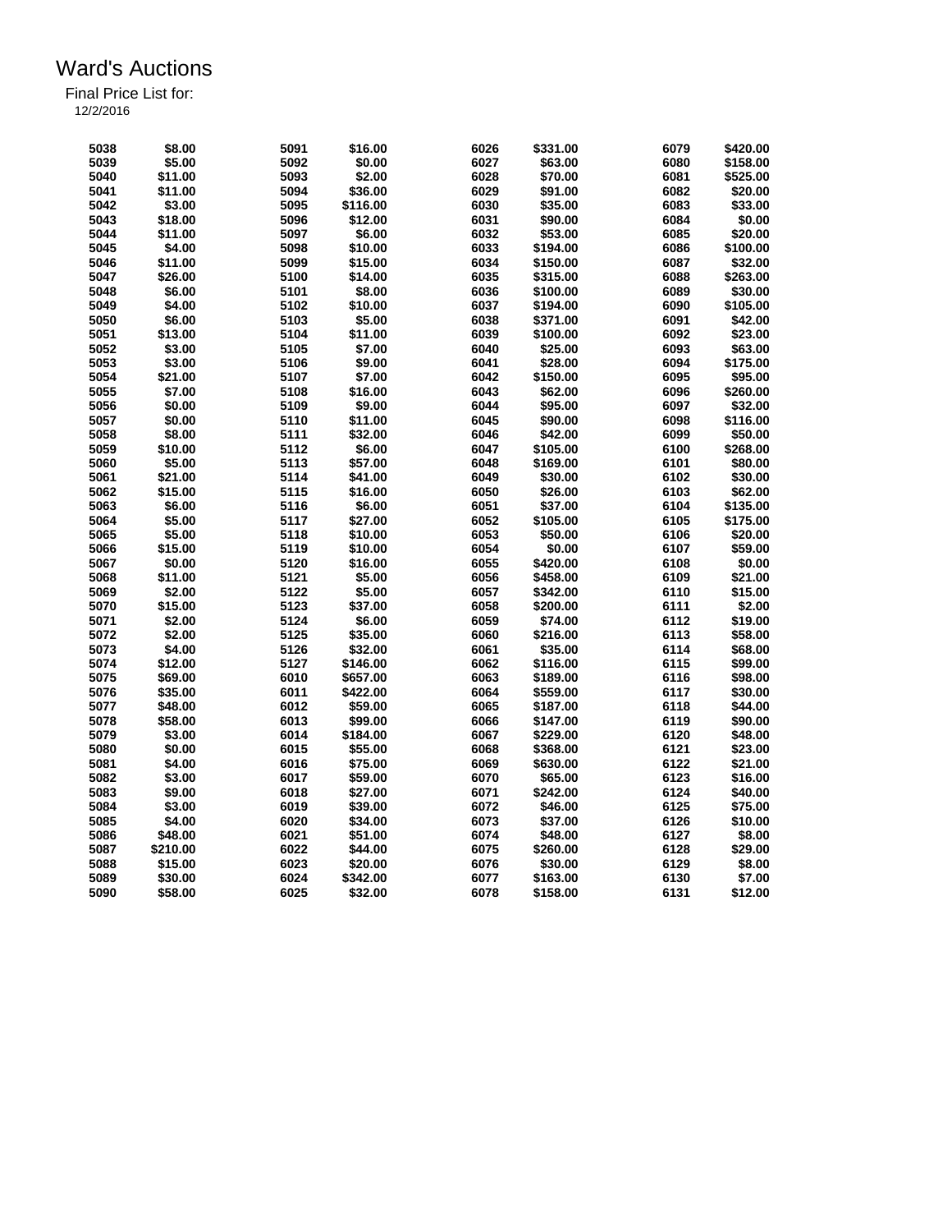# Ward's Auctions

Final Price List for:

12/2/2016

| Lot | Price | Lot | Price | Lot | Price | Lot | Price |
|---|---|---|---|---|---|---|---|
| 5038 | $8.00 | 5091 | $16.00 | 6026 | $331.00 | 6079 | $420.00 |
| 5039 | $5.00 | 5092 | $0.00 | 6027 | $63.00 | 6080 | $158.00 |
| 5040 | $11.00 | 5093 | $2.00 | 6028 | $70.00 | 6081 | $525.00 |
| 5041 | $11.00 | 5094 | $36.00 | 6029 | $91.00 | 6082 | $20.00 |
| 5042 | $3.00 | 5095 | $116.00 | 6030 | $35.00 | 6083 | $33.00 |
| 5043 | $18.00 | 5096 | $12.00 | 6031 | $90.00 | 6084 | $0.00 |
| 5044 | $11.00 | 5097 | $6.00 | 6032 | $53.00 | 6085 | $20.00 |
| 5045 | $4.00 | 5098 | $10.00 | 6033 | $194.00 | 6086 | $100.00 |
| 5046 | $11.00 | 5099 | $15.00 | 6034 | $150.00 | 6087 | $32.00 |
| 5047 | $26.00 | 5100 | $14.00 | 6035 | $315.00 | 6088 | $263.00 |
| 5048 | $6.00 | 5101 | $8.00 | 6036 | $100.00 | 6089 | $30.00 |
| 5049 | $4.00 | 5102 | $10.00 | 6037 | $194.00 | 6090 | $105.00 |
| 5050 | $6.00 | 5103 | $5.00 | 6038 | $371.00 | 6091 | $42.00 |
| 5051 | $13.00 | 5104 | $11.00 | 6039 | $100.00 | 6092 | $23.00 |
| 5052 | $3.00 | 5105 | $7.00 | 6040 | $25.00 | 6093 | $63.00 |
| 5053 | $3.00 | 5106 | $9.00 | 6041 | $28.00 | 6094 | $175.00 |
| 5054 | $21.00 | 5107 | $7.00 | 6042 | $150.00 | 6095 | $95.00 |
| 5055 | $7.00 | 5108 | $16.00 | 6043 | $62.00 | 6096 | $260.00 |
| 5056 | $0.00 | 5109 | $9.00 | 6044 | $95.00 | 6097 | $32.00 |
| 5057 | $0.00 | 5110 | $11.00 | 6045 | $90.00 | 6098 | $116.00 |
| 5058 | $8.00 | 5111 | $32.00 | 6046 | $42.00 | 6099 | $50.00 |
| 5059 | $10.00 | 5112 | $6.00 | 6047 | $105.00 | 6100 | $268.00 |
| 5060 | $5.00 | 5113 | $57.00 | 6048 | $169.00 | 6101 | $80.00 |
| 5061 | $21.00 | 5114 | $41.00 | 6049 | $30.00 | 6102 | $30.00 |
| 5062 | $15.00 | 5115 | $16.00 | 6050 | $26.00 | 6103 | $62.00 |
| 5063 | $6.00 | 5116 | $6.00 | 6051 | $37.00 | 6104 | $135.00 |
| 5064 | $5.00 | 5117 | $27.00 | 6052 | $105.00 | 6105 | $175.00 |
| 5065 | $5.00 | 5118 | $10.00 | 6053 | $50.00 | 6106 | $20.00 |
| 5066 | $15.00 | 5119 | $10.00 | 6054 | $0.00 | 6107 | $59.00 |
| 5067 | $0.00 | 5120 | $16.00 | 6055 | $420.00 | 6108 | $0.00 |
| 5068 | $11.00 | 5121 | $5.00 | 6056 | $458.00 | 6109 | $21.00 |
| 5069 | $2.00 | 5122 | $5.00 | 6057 | $342.00 | 6110 | $15.00 |
| 5070 | $15.00 | 5123 | $37.00 | 6058 | $200.00 | 6111 | $2.00 |
| 5071 | $2.00 | 5124 | $6.00 | 6059 | $74.00 | 6112 | $19.00 |
| 5072 | $2.00 | 5125 | $35.00 | 6060 | $216.00 | 6113 | $58.00 |
| 5073 | $4.00 | 5126 | $32.00 | 6061 | $35.00 | 6114 | $68.00 |
| 5074 | $12.00 | 5127 | $146.00 | 6062 | $116.00 | 6115 | $99.00 |
| 5075 | $69.00 | 6010 | $657.00 | 6063 | $189.00 | 6116 | $98.00 |
| 5076 | $35.00 | 6011 | $422.00 | 6064 | $559.00 | 6117 | $30.00 |
| 5077 | $48.00 | 6012 | $59.00 | 6065 | $187.00 | 6118 | $44.00 |
| 5078 | $58.00 | 6013 | $99.00 | 6066 | $147.00 | 6119 | $90.00 |
| 5079 | $3.00 | 6014 | $184.00 | 6067 | $229.00 | 6120 | $48.00 |
| 5080 | $0.00 | 6015 | $55.00 | 6068 | $368.00 | 6121 | $23.00 |
| 5081 | $4.00 | 6016 | $75.00 | 6069 | $630.00 | 6122 | $21.00 |
| 5082 | $3.00 | 6017 | $59.00 | 6070 | $65.00 | 6123 | $16.00 |
| 5083 | $9.00 | 6018 | $27.00 | 6071 | $242.00 | 6124 | $40.00 |
| 5084 | $3.00 | 6019 | $39.00 | 6072 | $46.00 | 6125 | $75.00 |
| 5085 | $4.00 | 6020 | $34.00 | 6073 | $37.00 | 6126 | $10.00 |
| 5086 | $48.00 | 6021 | $51.00 | 6074 | $48.00 | 6127 | $8.00 |
| 5087 | $210.00 | 6022 | $44.00 | 6075 | $260.00 | 6128 | $29.00 |
| 5088 | $15.00 | 6023 | $20.00 | 6076 | $30.00 | 6129 | $8.00 |
| 5089 | $30.00 | 6024 | $342.00 | 6077 | $163.00 | 6130 | $7.00 |
| 5090 | $58.00 | 6025 | $32.00 | 6078 | $158.00 | 6131 | $12.00 |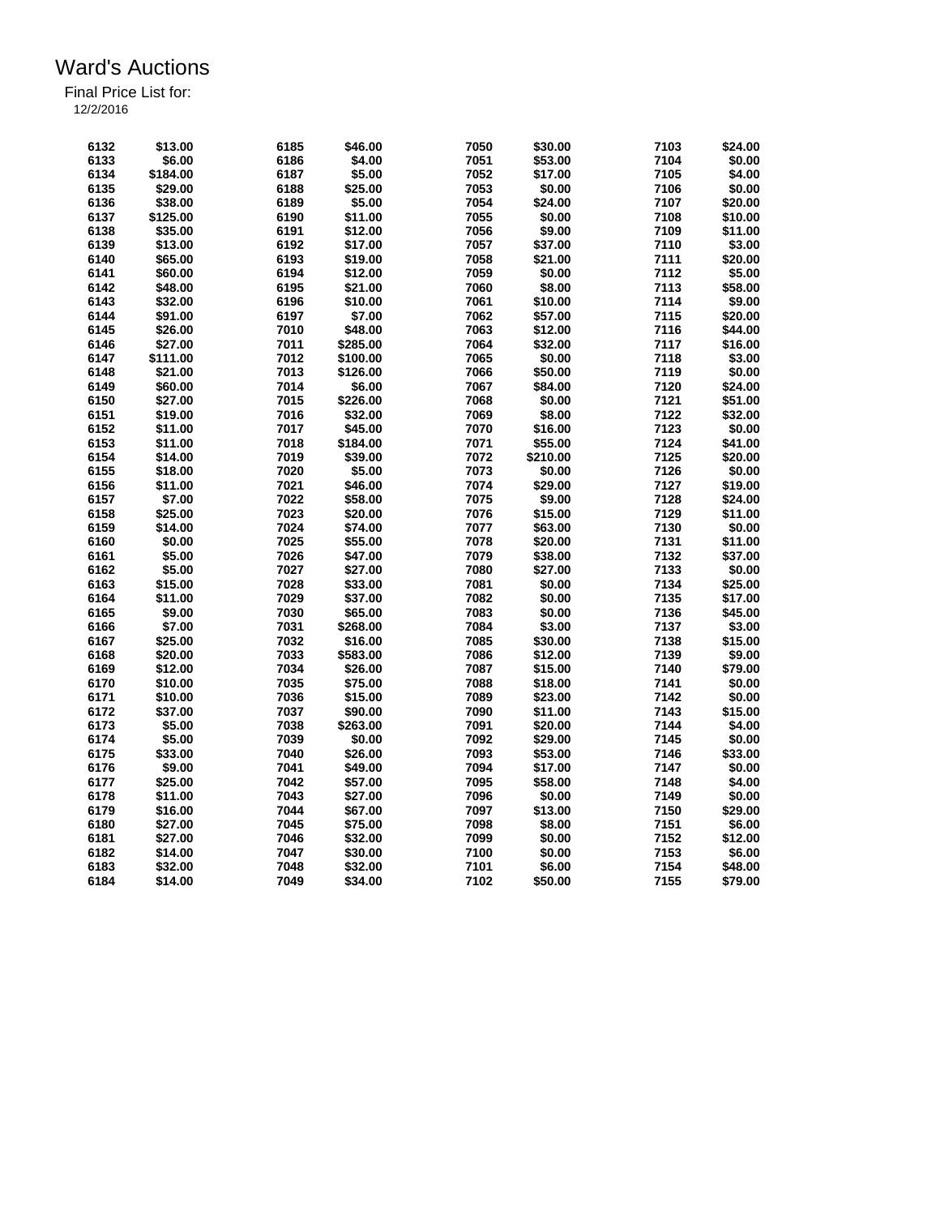# Ward's Auctions

Final Price List for:
12/2/2016

| Lot | Price | Lot | Price | Lot | Price | Lot | Price |
|---|---|---|---|---|---|---|---|
| 6132 | $13.00 | 6185 | $46.00 | 7050 | $30.00 | 7103 | $24.00 |
| 6133 | $6.00 | 6186 | $4.00 | 7051 | $53.00 | 7104 | $0.00 |
| 6134 | $184.00 | 6187 | $5.00 | 7052 | $17.00 | 7105 | $4.00 |
| 6135 | $29.00 | 6188 | $25.00 | 7053 | $0.00 | 7106 | $0.00 |
| 6136 | $38.00 | 6189 | $5.00 | 7054 | $24.00 | 7107 | $20.00 |
| 6137 | $125.00 | 6190 | $11.00 | 7055 | $0.00 | 7108 | $10.00 |
| 6138 | $35.00 | 6191 | $12.00 | 7056 | $9.00 | 7109 | $11.00 |
| 6139 | $13.00 | 6192 | $17.00 | 7057 | $37.00 | 7110 | $3.00 |
| 6140 | $65.00 | 6193 | $19.00 | 7058 | $21.00 | 7111 | $20.00 |
| 6141 | $60.00 | 6194 | $12.00 | 7059 | $0.00 | 7112 | $5.00 |
| 6142 | $48.00 | 6195 | $21.00 | 7060 | $8.00 | 7113 | $58.00 |
| 6143 | $32.00 | 6196 | $10.00 | 7061 | $10.00 | 7114 | $9.00 |
| 6144 | $91.00 | 6197 | $7.00 | 7062 | $57.00 | 7115 | $20.00 |
| 6145 | $26.00 | 7010 | $48.00 | 7063 | $12.00 | 7116 | $44.00 |
| 6146 | $27.00 | 7011 | $285.00 | 7064 | $32.00 | 7117 | $16.00 |
| 6147 | $111.00 | 7012 | $100.00 | 7065 | $0.00 | 7118 | $3.00 |
| 6148 | $21.00 | 7013 | $126.00 | 7066 | $50.00 | 7119 | $0.00 |
| 6149 | $60.00 | 7014 | $6.00 | 7067 | $84.00 | 7120 | $24.00 |
| 6150 | $27.00 | 7015 | $226.00 | 7068 | $0.00 | 7121 | $51.00 |
| 6151 | $19.00 | 7016 | $32.00 | 7069 | $8.00 | 7122 | $32.00 |
| 6152 | $11.00 | 7017 | $45.00 | 7070 | $16.00 | 7123 | $0.00 |
| 6153 | $11.00 | 7018 | $184.00 | 7071 | $55.00 | 7124 | $41.00 |
| 6154 | $14.00 | 7019 | $39.00 | 7072 | $210.00 | 7125 | $20.00 |
| 6155 | $18.00 | 7020 | $5.00 | 7073 | $0.00 | 7126 | $0.00 |
| 6156 | $11.00 | 7021 | $46.00 | 7074 | $29.00 | 7127 | $19.00 |
| 6157 | $7.00 | 7022 | $58.00 | 7075 | $9.00 | 7128 | $24.00 |
| 6158 | $25.00 | 7023 | $20.00 | 7076 | $15.00 | 7129 | $11.00 |
| 6159 | $14.00 | 7024 | $74.00 | 7077 | $63.00 | 7130 | $0.00 |
| 6160 | $0.00 | 7025 | $55.00 | 7078 | $20.00 | 7131 | $11.00 |
| 6161 | $5.00 | 7026 | $47.00 | 7079 | $38.00 | 7132 | $37.00 |
| 6162 | $5.00 | 7027 | $27.00 | 7080 | $27.00 | 7133 | $0.00 |
| 6163 | $15.00 | 7028 | $33.00 | 7081 | $0.00 | 7134 | $25.00 |
| 6164 | $11.00 | 7029 | $37.00 | 7082 | $0.00 | 7135 | $17.00 |
| 6165 | $9.00 | 7030 | $65.00 | 7083 | $0.00 | 7136 | $45.00 |
| 6166 | $7.00 | 7031 | $268.00 | 7084 | $3.00 | 7137 | $3.00 |
| 6167 | $25.00 | 7032 | $16.00 | 7085 | $30.00 | 7138 | $15.00 |
| 6168 | $20.00 | 7033 | $583.00 | 7086 | $12.00 | 7139 | $9.00 |
| 6169 | $12.00 | 7034 | $26.00 | 7087 | $15.00 | 7140 | $79.00 |
| 6170 | $10.00 | 7035 | $75.00 | 7088 | $18.00 | 7141 | $0.00 |
| 6171 | $10.00 | 7036 | $15.00 | 7089 | $23.00 | 7142 | $0.00 |
| 6172 | $37.00 | 7037 | $90.00 | 7090 | $11.00 | 7143 | $15.00 |
| 6173 | $5.00 | 7038 | $263.00 | 7091 | $20.00 | 7144 | $4.00 |
| 6174 | $5.00 | 7039 | $0.00 | 7092 | $29.00 | 7145 | $0.00 |
| 6175 | $33.00 | 7040 | $26.00 | 7093 | $53.00 | 7146 | $33.00 |
| 6176 | $9.00 | 7041 | $49.00 | 7094 | $17.00 | 7147 | $0.00 |
| 6177 | $25.00 | 7042 | $57.00 | 7095 | $58.00 | 7148 | $4.00 |
| 6178 | $11.00 | 7043 | $27.00 | 7096 | $0.00 | 7149 | $0.00 |
| 6179 | $16.00 | 7044 | $67.00 | 7097 | $13.00 | 7150 | $29.00 |
| 6180 | $27.00 | 7045 | $75.00 | 7098 | $8.00 | 7151 | $6.00 |
| 6181 | $27.00 | 7046 | $32.00 | 7099 | $0.00 | 7152 | $12.00 |
| 6182 | $14.00 | 7047 | $30.00 | 7100 | $0.00 | 7153 | $6.00 |
| 6183 | $32.00 | 7048 | $32.00 | 7101 | $6.00 | 7154 | $48.00 |
| 6184 | $14.00 | 7049 | $34.00 | 7102 | $50.00 | 7155 | $79.00 |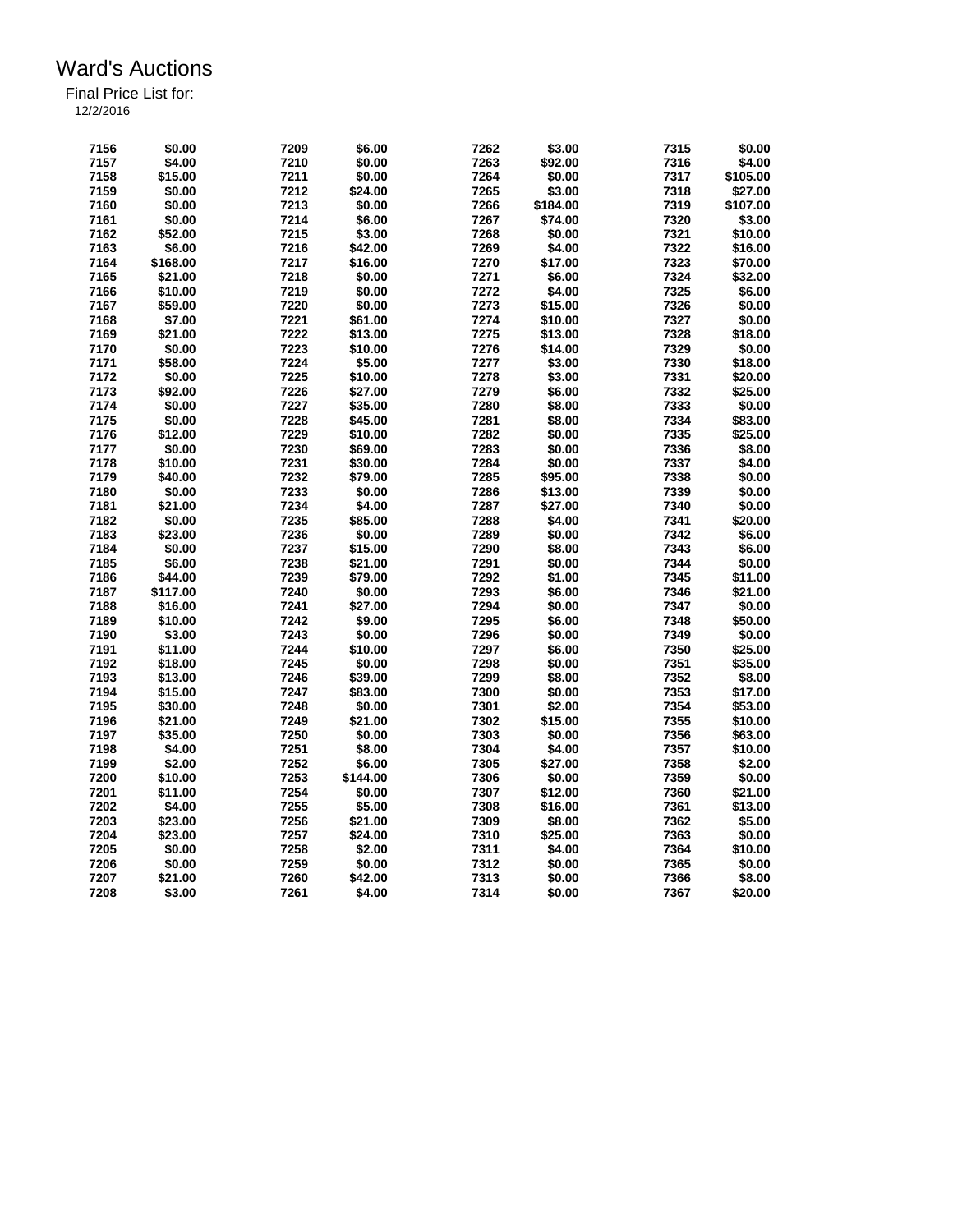# Ward's Auctions

Final Price List for:

12/2/2016

| Lot | Price | Lot | Price | Lot | Price | Lot | Price |
|---|---|---|---|---|---|---|---|
| 7156 | $0.00 | 7209 | $6.00 | 7262 | $3.00 | 7315 | $0.00 |
| 7157 | $4.00 | 7210 | $0.00 | 7263 | $92.00 | 7316 | $4.00 |
| 7158 | $15.00 | 7211 | $0.00 | 7264 | $0.00 | 7317 | $105.00 |
| 7159 | $0.00 | 7212 | $24.00 | 7265 | $3.00 | 7318 | $27.00 |
| 7160 | $0.00 | 7213 | $0.00 | 7266 | $184.00 | 7319 | $107.00 |
| 7161 | $0.00 | 7214 | $6.00 | 7267 | $74.00 | 7320 | $3.00 |
| 7162 | $52.00 | 7215 | $3.00 | 7268 | $0.00 | 7321 | $10.00 |
| 7163 | $6.00 | 7216 | $42.00 | 7269 | $4.00 | 7322 | $16.00 |
| 7164 | $168.00 | 7217 | $16.00 | 7270 | $17.00 | 7323 | $70.00 |
| 7165 | $21.00 | 7218 | $0.00 | 7271 | $6.00 | 7324 | $32.00 |
| 7166 | $10.00 | 7219 | $0.00 | 7272 | $4.00 | 7325 | $6.00 |
| 7167 | $59.00 | 7220 | $0.00 | 7273 | $15.00 | 7326 | $0.00 |
| 7168 | $7.00 | 7221 | $61.00 | 7274 | $10.00 | 7327 | $0.00 |
| 7169 | $21.00 | 7222 | $13.00 | 7275 | $13.00 | 7328 | $18.00 |
| 7170 | $0.00 | 7223 | $10.00 | 7276 | $14.00 | 7329 | $0.00 |
| 7171 | $58.00 | 7224 | $5.00 | 7277 | $3.00 | 7330 | $18.00 |
| 7172 | $0.00 | 7225 | $10.00 | 7278 | $3.00 | 7331 | $20.00 |
| 7173 | $92.00 | 7226 | $27.00 | 7279 | $6.00 | 7332 | $25.00 |
| 7174 | $0.00 | 7227 | $35.00 | 7280 | $8.00 | 7333 | $0.00 |
| 7175 | $0.00 | 7228 | $45.00 | 7281 | $8.00 | 7334 | $83.00 |
| 7176 | $12.00 | 7229 | $10.00 | 7282 | $0.00 | 7335 | $25.00 |
| 7177 | $0.00 | 7230 | $69.00 | 7283 | $0.00 | 7336 | $8.00 |
| 7178 | $10.00 | 7231 | $30.00 | 7284 | $0.00 | 7337 | $4.00 |
| 7179 | $40.00 | 7232 | $79.00 | 7285 | $95.00 | 7338 | $0.00 |
| 7180 | $0.00 | 7233 | $0.00 | 7286 | $13.00 | 7339 | $0.00 |
| 7181 | $21.00 | 7234 | $4.00 | 7287 | $27.00 | 7340 | $0.00 |
| 7182 | $0.00 | 7235 | $85.00 | 7288 | $4.00 | 7341 | $20.00 |
| 7183 | $23.00 | 7236 | $0.00 | 7289 | $0.00 | 7342 | $6.00 |
| 7184 | $0.00 | 7237 | $15.00 | 7290 | $8.00 | 7343 | $6.00 |
| 7185 | $6.00 | 7238 | $21.00 | 7291 | $0.00 | 7344 | $0.00 |
| 7186 | $44.00 | 7239 | $79.00 | 7292 | $1.00 | 7345 | $11.00 |
| 7187 | $117.00 | 7240 | $0.00 | 7293 | $6.00 | 7346 | $21.00 |
| 7188 | $16.00 | 7241 | $27.00 | 7294 | $0.00 | 7347 | $0.00 |
| 7189 | $10.00 | 7242 | $9.00 | 7295 | $6.00 | 7348 | $50.00 |
| 7190 | $3.00 | 7243 | $0.00 | 7296 | $0.00 | 7349 | $0.00 |
| 7191 | $11.00 | 7244 | $10.00 | 7297 | $6.00 | 7350 | $25.00 |
| 7192 | $18.00 | 7245 | $0.00 | 7298 | $0.00 | 7351 | $35.00 |
| 7193 | $13.00 | 7246 | $39.00 | 7299 | $8.00 | 7352 | $8.00 |
| 7194 | $15.00 | 7247 | $83.00 | 7300 | $0.00 | 7353 | $17.00 |
| 7195 | $30.00 | 7248 | $0.00 | 7301 | $2.00 | 7354 | $53.00 |
| 7196 | $21.00 | 7249 | $21.00 | 7302 | $15.00 | 7355 | $10.00 |
| 7197 | $35.00 | 7250 | $0.00 | 7303 | $0.00 | 7356 | $63.00 |
| 7198 | $4.00 | 7251 | $8.00 | 7304 | $4.00 | 7357 | $10.00 |
| 7199 | $2.00 | 7252 | $6.00 | 7305 | $27.00 | 7358 | $2.00 |
| 7200 | $10.00 | 7253 | $144.00 | 7306 | $0.00 | 7359 | $0.00 |
| 7201 | $11.00 | 7254 | $0.00 | 7307 | $12.00 | 7360 | $21.00 |
| 7202 | $4.00 | 7255 | $5.00 | 7308 | $16.00 | 7361 | $13.00 |
| 7203 | $23.00 | 7256 | $21.00 | 7309 | $8.00 | 7362 | $5.00 |
| 7204 | $23.00 | 7257 | $24.00 | 7310 | $25.00 | 7363 | $0.00 |
| 7205 | $0.00 | 7258 | $2.00 | 7311 | $4.00 | 7364 | $10.00 |
| 7206 | $0.00 | 7259 | $0.00 | 7312 | $0.00 | 7365 | $0.00 |
| 7207 | $21.00 | 7260 | $42.00 | 7313 | $0.00 | 7366 | $8.00 |
| 7208 | $3.00 | 7261 | $4.00 | 7314 | $0.00 | 7367 | $20.00 |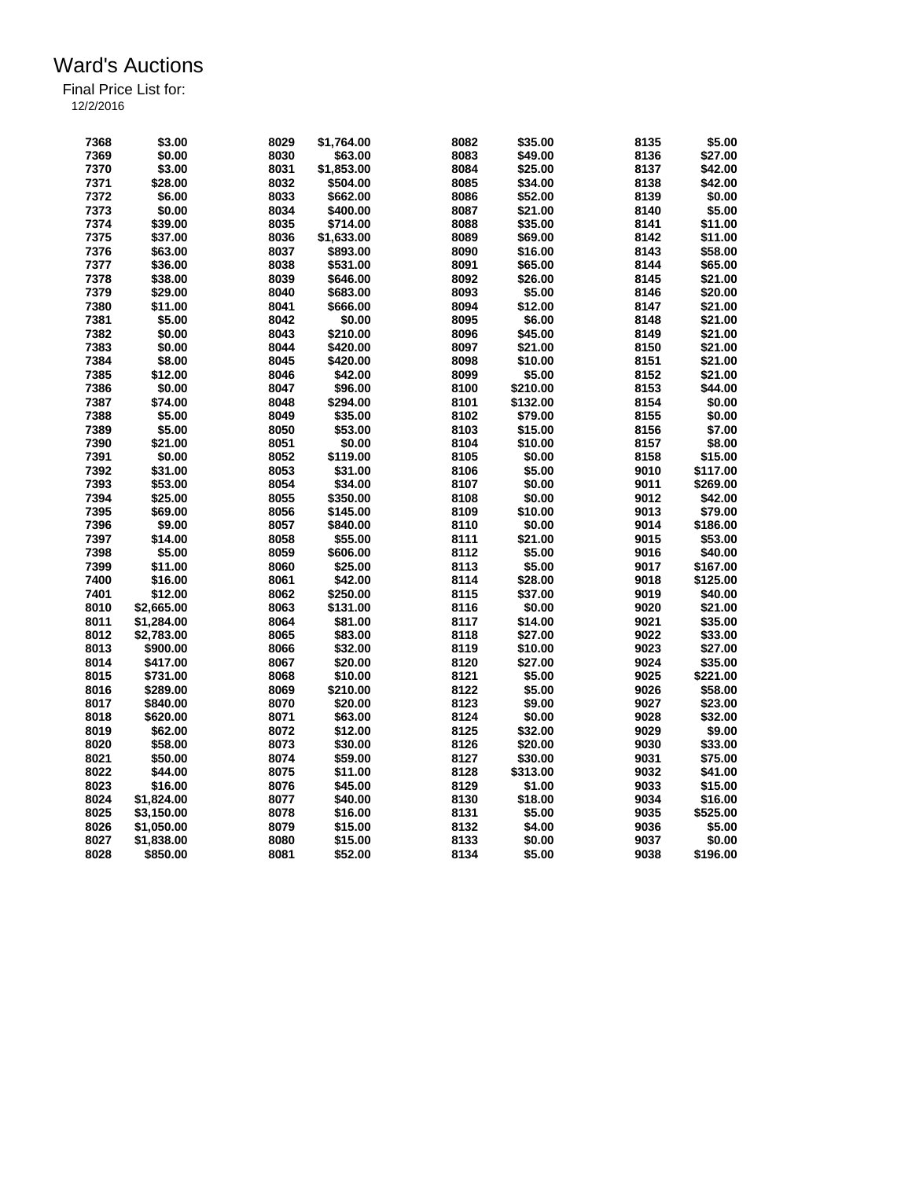# Ward's Auctions

Final Price List for:

12/2/2016

| Lot | Price | Lot | Price | Lot | Price | Lot | Price |
|---|---|---|---|---|---|---|---|
| 7368 | $3.00 | 8029 | $1,764.00 | 8082 | $35.00 | 8135 | $5.00 |
| 7369 | $0.00 | 8030 | $63.00 | 8083 | $49.00 | 8136 | $27.00 |
| 7370 | $3.00 | 8031 | $1,853.00 | 8084 | $25.00 | 8137 | $42.00 |
| 7371 | $28.00 | 8032 | $504.00 | 8085 | $34.00 | 8138 | $42.00 |
| 7372 | $6.00 | 8033 | $662.00 | 8086 | $52.00 | 8139 | $0.00 |
| 7373 | $0.00 | 8034 | $400.00 | 8087 | $21.00 | 8140 | $5.00 |
| 7374 | $39.00 | 8035 | $714.00 | 8088 | $35.00 | 8141 | $11.00 |
| 7375 | $37.00 | 8036 | $1,633.00 | 8089 | $69.00 | 8142 | $11.00 |
| 7376 | $63.00 | 8037 | $893.00 | 8090 | $16.00 | 8143 | $58.00 |
| 7377 | $36.00 | 8038 | $531.00 | 8091 | $65.00 | 8144 | $65.00 |
| 7378 | $38.00 | 8039 | $646.00 | 8092 | $26.00 | 8145 | $21.00 |
| 7379 | $29.00 | 8040 | $683.00 | 8093 | $5.00 | 8146 | $20.00 |
| 7380 | $11.00 | 8041 | $666.00 | 8094 | $12.00 | 8147 | $21.00 |
| 7381 | $5.00 | 8042 | $0.00 | 8095 | $6.00 | 8148 | $21.00 |
| 7382 | $0.00 | 8043 | $210.00 | 8096 | $45.00 | 8149 | $21.00 |
| 7383 | $0.00 | 8044 | $420.00 | 8097 | $21.00 | 8150 | $21.00 |
| 7384 | $8.00 | 8045 | $420.00 | 8098 | $10.00 | 8151 | $21.00 |
| 7385 | $12.00 | 8046 | $42.00 | 8099 | $5.00 | 8152 | $21.00 |
| 7386 | $0.00 | 8047 | $96.00 | 8100 | $210.00 | 8153 | $44.00 |
| 7387 | $74.00 | 8048 | $294.00 | 8101 | $132.00 | 8154 | $0.00 |
| 7388 | $5.00 | 8049 | $35.00 | 8102 | $79.00 | 8155 | $0.00 |
| 7389 | $5.00 | 8050 | $53.00 | 8103 | $15.00 | 8156 | $7.00 |
| 7390 | $21.00 | 8051 | $0.00 | 8104 | $10.00 | 8157 | $8.00 |
| 7391 | $0.00 | 8052 | $119.00 | 8105 | $0.00 | 8158 | $15.00 |
| 7392 | $31.00 | 8053 | $31.00 | 8106 | $5.00 | 9010 | $117.00 |
| 7393 | $53.00 | 8054 | $34.00 | 8107 | $0.00 | 9011 | $269.00 |
| 7394 | $25.00 | 8055 | $350.00 | 8108 | $0.00 | 9012 | $42.00 |
| 7395 | $69.00 | 8056 | $145.00 | 8109 | $10.00 | 9013 | $79.00 |
| 7396 | $9.00 | 8057 | $840.00 | 8110 | $0.00 | 9014 | $186.00 |
| 7397 | $14.00 | 8058 | $55.00 | 8111 | $21.00 | 9015 | $53.00 |
| 7398 | $5.00 | 8059 | $606.00 | 8112 | $5.00 | 9016 | $40.00 |
| 7399 | $11.00 | 8060 | $25.00 | 8113 | $5.00 | 9017 | $167.00 |
| 7400 | $16.00 | 8061 | $42.00 | 8114 | $28.00 | 9018 | $125.00 |
| 7401 | $12.00 | 8062 | $250.00 | 8115 | $37.00 | 9019 | $40.00 |
| 8010 | $2,665.00 | 8063 | $131.00 | 8116 | $0.00 | 9020 | $21.00 |
| 8011 | $1,284.00 | 8064 | $81.00 | 8117 | $14.00 | 9021 | $35.00 |
| 8012 | $2,783.00 | 8065 | $83.00 | 8118 | $27.00 | 9022 | $33.00 |
| 8013 | $900.00 | 8066 | $32.00 | 8119 | $10.00 | 9023 | $27.00 |
| 8014 | $417.00 | 8067 | $20.00 | 8120 | $27.00 | 9024 | $35.00 |
| 8015 | $731.00 | 8068 | $10.00 | 8121 | $5.00 | 9025 | $221.00 |
| 8016 | $289.00 | 8069 | $210.00 | 8122 | $5.00 | 9026 | $58.00 |
| 8017 | $840.00 | 8070 | $20.00 | 8123 | $9.00 | 9027 | $23.00 |
| 8018 | $620.00 | 8071 | $63.00 | 8124 | $0.00 | 9028 | $32.00 |
| 8019 | $62.00 | 8072 | $12.00 | 8125 | $32.00 | 9029 | $9.00 |
| 8020 | $58.00 | 8073 | $30.00 | 8126 | $20.00 | 9030 | $33.00 |
| 8021 | $50.00 | 8074 | $59.00 | 8127 | $30.00 | 9031 | $75.00 |
| 8022 | $44.00 | 8075 | $11.00 | 8128 | $313.00 | 9032 | $41.00 |
| 8023 | $16.00 | 8076 | $45.00 | 8129 | $1.00 | 9033 | $15.00 |
| 8024 | $1,824.00 | 8077 | $40.00 | 8130 | $18.00 | 9034 | $16.00 |
| 8025 | $3,150.00 | 8078 | $16.00 | 8131 | $5.00 | 9035 | $525.00 |
| 8026 | $1,050.00 | 8079 | $15.00 | 8132 | $4.00 | 9036 | $5.00 |
| 8027 | $1,838.00 | 8080 | $15.00 | 8133 | $0.00 | 9037 | $0.00 |
| 8028 | $850.00 | 8081 | $52.00 | 8134 | $5.00 | 9038 | $196.00 |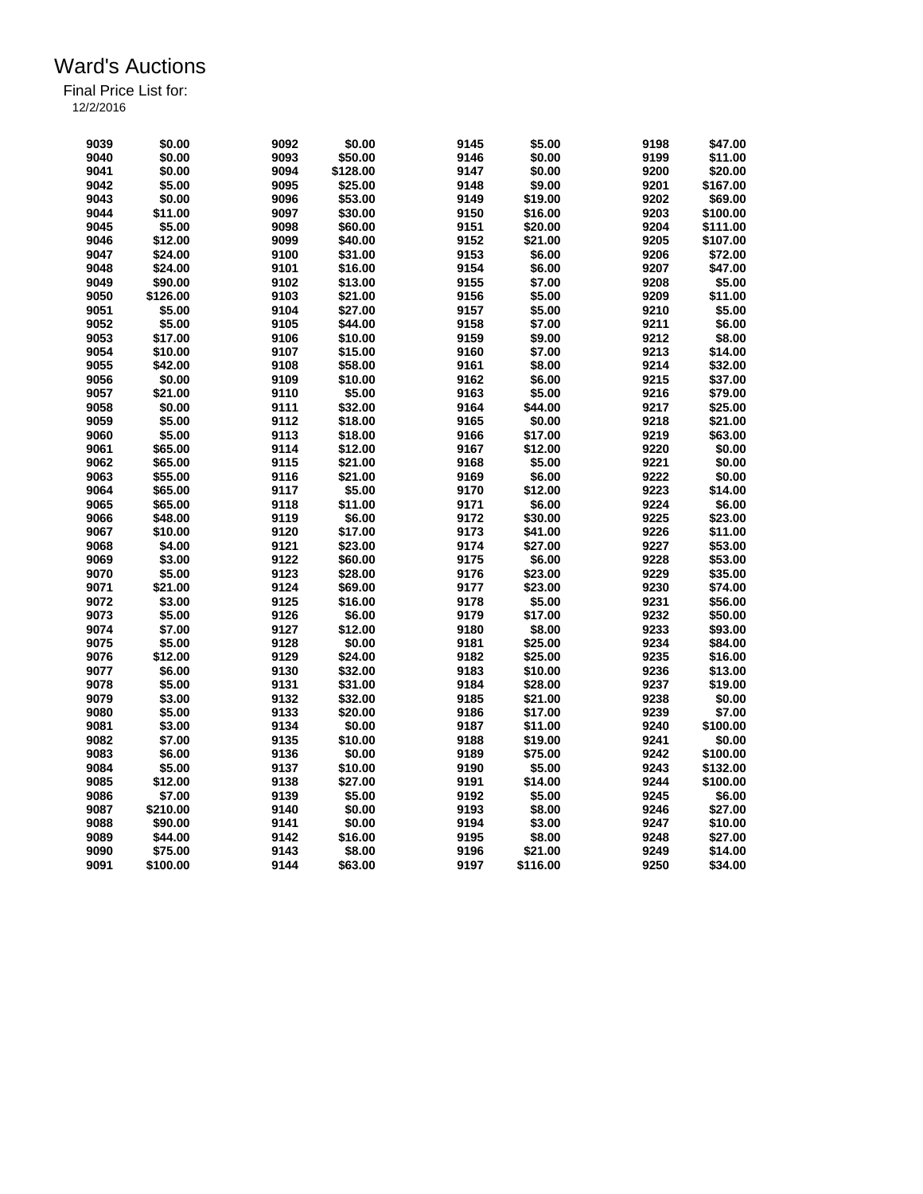# Ward's Auctions

Final Price List for:
12/2/2016

| | | | | | | | |
|---|---|---|---|---|---|---|---|
| **9039** | **$0.00** | **9092** | **$0.00** | **9145** | **$5.00** | **9198** | **$47.00** |
| **9040** | **$0.00** | **9093** | **$50.00** | **9146** | **$0.00** | **9199** | **$11.00** |
| **9041** | **$0.00** | **9094** | **$128.00** | **9147** | **$0.00** | **9200** | **$20.00** |
| **9042** | **$5.00** | **9095** | **$25.00** | **9148** | **$9.00** | **9201** | **$167.00** |
| **9043** | **$0.00** | **9096** | **$53.00** | **9149** | **$19.00** | **9202** | **$69.00** |
| **9044** | **$11.00** | **9097** | **$30.00** | **9150** | **$16.00** | **9203** | **$100.00** |
| **9045** | **$5.00** | **9098** | **$60.00** | **9151** | **$20.00** | **9204** | **$111.00** |
| **9046** | **$12.00** | **9099** | **$40.00** | **9152** | **$21.00** | **9205** | **$107.00** |
| **9047** | **$24.00** | **9100** | **$31.00** | **9153** | **$6.00** | **9206** | **$72.00** |
| **9048** | **$24.00** | **9101** | **$16.00** | **9154** | **$6.00** | **9207** | **$47.00** |
| **9049** | **$90.00** | **9102** | **$13.00** | **9155** | **$7.00** | **9208** | **$5.00** |
| **9050** | **$126.00** | **9103** | **$21.00** | **9156** | **$5.00** | **9209** | **$11.00** |
| **9051** | **$5.00** | **9104** | **$27.00** | **9157** | **$5.00** | **9210** | **$5.00** |
| **9052** | **$5.00** | **9105** | **$44.00** | **9158** | **$7.00** | **9211** | **$6.00** |
| **9053** | **$17.00** | **9106** | **$10.00** | **9159** | **$9.00** | **9212** | **$8.00** |
| **9054** | **$10.00** | **9107** | **$15.00** | **9160** | **$7.00** | **9213** | **$14.00** |
| **9055** | **$42.00** | **9108** | **$58.00** | **9161** | **$8.00** | **9214** | **$32.00** |
| **9056** | **$0.00** | **9109** | **$10.00** | **9162** | **$6.00** | **9215** | **$37.00** |
| **9057** | **$21.00** | **9110** | **$5.00** | **9163** | **$5.00** | **9216** | **$79.00** |
| **9058** | **$0.00** | **9111** | **$32.00** | **9164** | **$44.00** | **9217** | **$25.00** |
| **9059** | **$5.00** | **9112** | **$18.00** | **9165** | **$0.00** | **9218** | **$21.00** |
| **9060** | **$5.00** | **9113** | **$18.00** | **9166** | **$17.00** | **9219** | **$63.00** |
| **9061** | **$65.00** | **9114** | **$12.00** | **9167** | **$12.00** | **9220** | **$0.00** |
| **9062** | **$65.00** | **9115** | **$21.00** | **9168** | **$5.00** | **9221** | **$0.00** |
| **9063** | **$55.00** | **9116** | **$21.00** | **9169** | **$6.00** | **9222** | **$0.00** |
| **9064** | **$65.00** | **9117** | **$5.00** | **9170** | **$12.00** | **9223** | **$14.00** |
| **9065** | **$65.00** | **9118** | **$11.00** | **9171** | **$6.00** | **9224** | **$6.00** |
| **9066** | **$48.00** | **9119** | **$6.00** | **9172** | **$30.00** | **9225** | **$23.00** |
| **9067** | **$10.00** | **9120** | **$17.00** | **9173** | **$41.00** | **9226** | **$11.00** |
| **9068** | **$4.00** | **9121** | **$23.00** | **9174** | **$27.00** | **9227** | **$53.00** |
| **9069** | **$3.00** | **9122** | **$60.00** | **9175** | **$6.00** | **9228** | **$53.00** |
| **9070** | **$5.00** | **9123** | **$28.00** | **9176** | **$23.00** | **9229** | **$35.00** |
| **9071** | **$21.00** | **9124** | **$69.00** | **9177** | **$23.00** | **9230** | **$74.00** |
| **9072** | **$3.00** | **9125** | **$16.00** | **9178** | **$5.00** | **9231** | **$56.00** |
| **9073** | **$5.00** | **9126** | **$6.00** | **9179** | **$17.00** | **9232** | **$50.00** |
| **9074** | **$7.00** | **9127** | **$12.00** | **9180** | **$8.00** | **9233** | **$93.00** |
| **9075** | **$5.00** | **9128** | **$0.00** | **9181** | **$25.00** | **9234** | **$84.00** |
| **9076** | **$12.00** | **9129** | **$24.00** | **9182** | **$25.00** | **9235** | **$16.00** |
| **9077** | **$6.00** | **9130** | **$32.00** | **9183** | **$10.00** | **9236** | **$13.00** |
| **9078** | **$5.00** | **9131** | **$31.00** | **9184** | **$28.00** | **9237** | **$19.00** |
| **9079** | **$3.00** | **9132** | **$32.00** | **9185** | **$21.00** | **9238** | **$0.00** |
| **9080** | **$5.00** | **9133** | **$20.00** | **9186** | **$17.00** | **9239** | **$7.00** |
| **9081** | **$3.00** | **9134** | **$0.00** | **9187** | **$11.00** | **9240** | **$100.00** |
| **9082** | **$7.00** | **9135** | **$10.00** | **9188** | **$19.00** | **9241** | **$0.00** |
| **9083** | **$6.00** | **9136** | **$0.00** | **9189** | **$75.00** | **9242** | **$100.00** |
| **9084** | **$5.00** | **9137** | **$10.00** | **9190** | **$5.00** | **9243** | **$132.00** |
| **9085** | **$12.00** | **9138** | **$27.00** | **9191** | **$14.00** | **9244** | **$100.00** |
| **9086** | **$7.00** | **9139** | **$5.00** | **9192** | **$5.00** | **9245** | **$6.00** |
| **9087** | **$210.00** | **9140** | **$0.00** | **9193** | **$8.00** | **9246** | **$27.00** |
| **9088** | **$90.00** | **9141** | **$0.00** | **9194** | **$3.00** | **9247** | **$10.00** |
| **9089** | **$44.00** | **9142** | **$16.00** | **9195** | **$8.00** | **9248** | **$27.00** |
| **9090** | **$75.00** | **9143** | **$8.00** | **9196** | **$21.00** | **9249** | **$14.00** |
| **9091** | **$100.00** | **9144** | **$63.00** | **9197** | **$116.00** | **9250** | **$34.00** |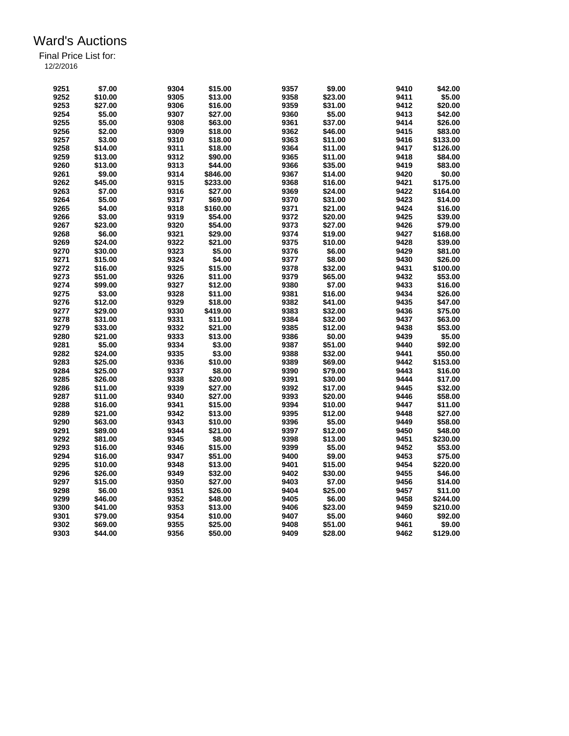# Ward's Auctions

Final Price List for:

12/2/2016

| Lot | Price | Lot | Price | Lot | Price | Lot | Price |
|---|---|---|---|---|---|---|---|
| 9251 | $7.00 | 9304 | $15.00 | 9357 | $9.00 | 9410 | $42.00 |
| 9252 | $10.00 | 9305 | $13.00 | 9358 | $23.00 | 9411 | $5.00 |
| 9253 | $27.00 | 9306 | $16.00 | 9359 | $31.00 | 9412 | $20.00 |
| 9254 | $5.00 | 9307 | $27.00 | 9360 | $5.00 | 9413 | $42.00 |
| 9255 | $5.00 | 9308 | $63.00 | 9361 | $37.00 | 9414 | $26.00 |
| 9256 | $2.00 | 9309 | $18.00 | 9362 | $46.00 | 9415 | $83.00 |
| 9257 | $3.00 | 9310 | $18.00 | 9363 | $11.00 | 9416 | $133.00 |
| 9258 | $14.00 | 9311 | $18.00 | 9364 | $11.00 | 9417 | $126.00 |
| 9259 | $13.00 | 9312 | $90.00 | 9365 | $11.00 | 9418 | $84.00 |
| 9260 | $13.00 | 9313 | $44.00 | 9366 | $35.00 | 9419 | $83.00 |
| 9261 | $9.00 | 9314 | $846.00 | 9367 | $14.00 | 9420 | $0.00 |
| 9262 | $45.00 | 9315 | $233.00 | 9368 | $16.00 | 9421 | $175.00 |
| 9263 | $7.00 | 9316 | $27.00 | 9369 | $24.00 | 9422 | $164.00 |
| 9264 | $5.00 | 9317 | $69.00 | 9370 | $31.00 | 9423 | $14.00 |
| 9265 | $4.00 | 9318 | $160.00 | 9371 | $21.00 | 9424 | $16.00 |
| 9266 | $3.00 | 9319 | $54.00 | 9372 | $20.00 | 9425 | $39.00 |
| 9267 | $23.00 | 9320 | $54.00 | 9373 | $27.00 | 9426 | $79.00 |
| 9268 | $6.00 | 9321 | $29.00 | 9374 | $19.00 | 9427 | $168.00 |
| 9269 | $24.00 | 9322 | $21.00 | 9375 | $10.00 | 9428 | $39.00 |
| 9270 | $30.00 | 9323 | $5.00 | 9376 | $6.00 | 9429 | $81.00 |
| 9271 | $15.00 | 9324 | $4.00 | 9377 | $8.00 | 9430 | $26.00 |
| 9272 | $16.00 | 9325 | $15.00 | 9378 | $32.00 | 9431 | $100.00 |
| 9273 | $51.00 | 9326 | $11.00 | 9379 | $65.00 | 9432 | $53.00 |
| 9274 | $99.00 | 9327 | $12.00 | 9380 | $7.00 | 9433 | $16.00 |
| 9275 | $3.00 | 9328 | $11.00 | 9381 | $16.00 | 9434 | $26.00 |
| 9276 | $12.00 | 9329 | $18.00 | 9382 | $41.00 | 9435 | $47.00 |
| 9277 | $29.00 | 9330 | $419.00 | 9383 | $32.00 | 9436 | $75.00 |
| 9278 | $31.00 | 9331 | $11.00 | 9384 | $32.00 | 9437 | $63.00 |
| 9279 | $33.00 | 9332 | $21.00 | 9385 | $12.00 | 9438 | $53.00 |
| 9280 | $21.00 | 9333 | $13.00 | 9386 | $0.00 | 9439 | $5.00 |
| 9281 | $5.00 | 9334 | $3.00 | 9387 | $51.00 | 9440 | $92.00 |
| 9282 | $24.00 | 9335 | $3.00 | 9388 | $32.00 | 9441 | $50.00 |
| 9283 | $25.00 | 9336 | $10.00 | 9389 | $69.00 | 9442 | $153.00 |
| 9284 | $25.00 | 9337 | $8.00 | 9390 | $79.00 | 9443 | $16.00 |
| 9285 | $26.00 | 9338 | $20.00 | 9391 | $30.00 | 9444 | $17.00 |
| 9286 | $11.00 | 9339 | $27.00 | 9392 | $17.00 | 9445 | $32.00 |
| 9287 | $11.00 | 9340 | $27.00 | 9393 | $20.00 | 9446 | $58.00 |
| 9288 | $16.00 | 9341 | $15.00 | 9394 | $10.00 | 9447 | $11.00 |
| 9289 | $21.00 | 9342 | $13.00 | 9395 | $12.00 | 9448 | $27.00 |
| 9290 | $63.00 | 9343 | $10.00 | 9396 | $5.00 | 9449 | $58.00 |
| 9291 | $89.00 | 9344 | $21.00 | 9397 | $12.00 | 9450 | $48.00 |
| 9292 | $81.00 | 9345 | $8.00 | 9398 | $13.00 | 9451 | $230.00 |
| 9293 | $16.00 | 9346 | $15.00 | 9399 | $5.00 | 9452 | $53.00 |
| 9294 | $16.00 | 9347 | $51.00 | 9400 | $9.00 | 9453 | $75.00 |
| 9295 | $10.00 | 9348 | $13.00 | 9401 | $15.00 | 9454 | $220.00 |
| 9296 | $26.00 | 9349 | $32.00 | 9402 | $30.00 | 9455 | $46.00 |
| 9297 | $15.00 | 9350 | $27.00 | 9403 | $7.00 | 9456 | $14.00 |
| 9298 | $6.00 | 9351 | $26.00 | 9404 | $25.00 | 9457 | $11.00 |
| 9299 | $46.00 | 9352 | $48.00 | 9405 | $6.00 | 9458 | $244.00 |
| 9300 | $41.00 | 9353 | $13.00 | 9406 | $23.00 | 9459 | $210.00 |
| 9301 | $79.00 | 9354 | $10.00 | 9407 | $5.00 | 9460 | $92.00 |
| 9302 | $69.00 | 9355 | $25.00 | 9408 | $51.00 | 9461 | $9.00 |
| 9303 | $44.00 | 9356 | $50.00 | 9409 | $28.00 | 9462 | $129.00 |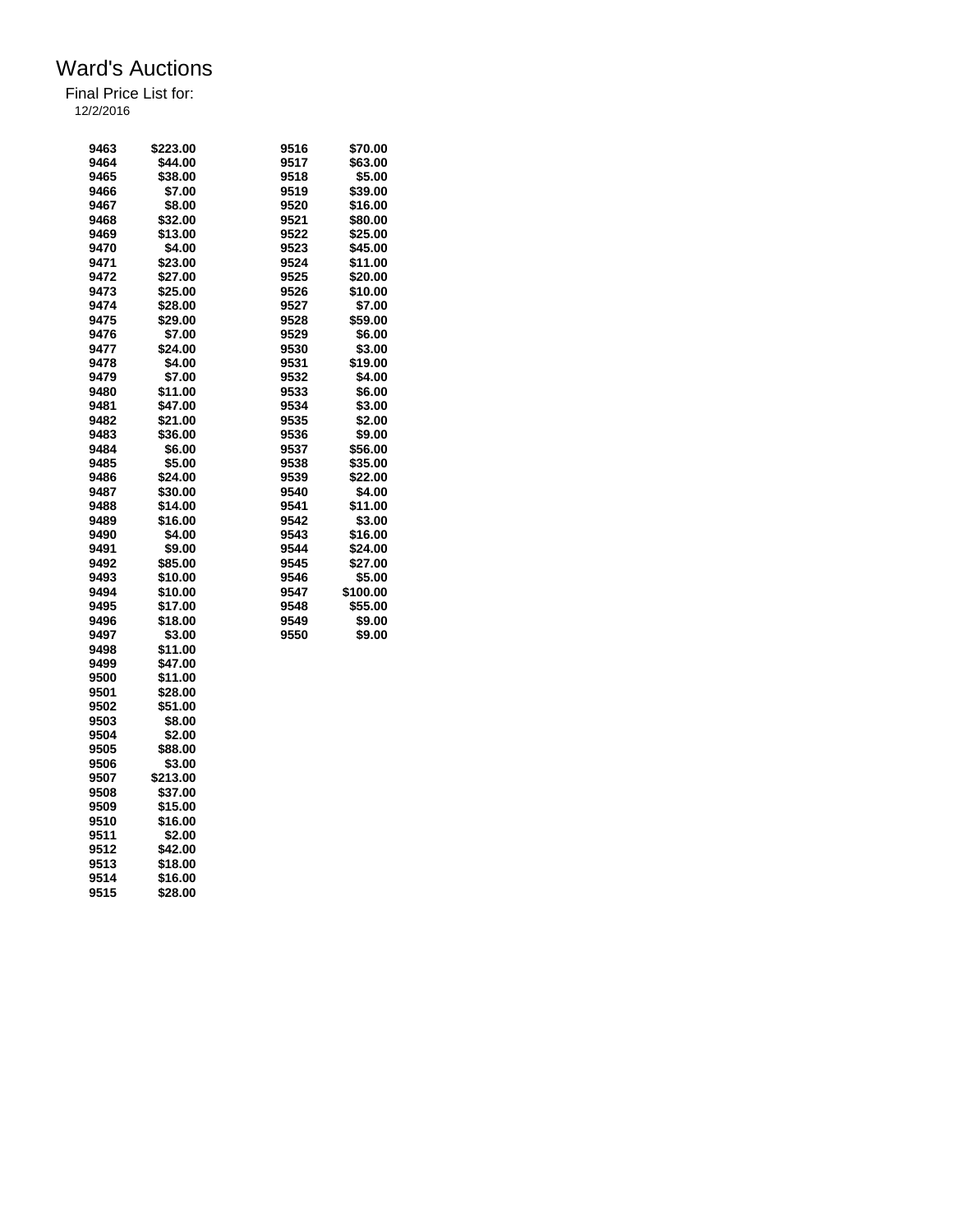# Ward's Auctions

Final Price List for:
12/2/2016

| | | | |
|---|---|---|---|
| 9463 | $223.00 | 9516 | $70.00 |
| 9464 | $44.00 | 9517 | $63.00 |
| 9465 | $38.00 | 9518 | $5.00 |
| 9466 | $7.00 | 9519 | $39.00 |
| 9467 | $8.00 | 9520 | $16.00 |
| 9468 | $32.00 | 9521 | $80.00 |
| 9469 | $13.00 | 9522 | $25.00 |
| 9470 | $4.00 | 9523 | $45.00 |
| 9471 | $23.00 | 9524 | $11.00 |
| 9472 | $27.00 | 9525 | $20.00 |
| 9473 | $25.00 | 9526 | $10.00 |
| 9474 | $28.00 | 9527 | $7.00 |
| 9475 | $29.00 | 9528 | $59.00 |
| 9476 | $7.00 | 9529 | $6.00 |
| 9477 | $24.00 | 9530 | $3.00 |
| 9478 | $4.00 | 9531 | $19.00 |
| 9479 | $7.00 | 9532 | $4.00 |
| 9480 | $11.00 | 9533 | $6.00 |
| 9481 | $47.00 | 9534 | $3.00 |
| 9482 | $21.00 | 9535 | $2.00 |
| 9483 | $36.00 | 9536 | $9.00 |
| 9484 | $6.00 | 9537 | $56.00 |
| 9485 | $5.00 | 9538 | $35.00 |
| 9486 | $24.00 | 9539 | $22.00 |
| 9487 | $30.00 | 9540 | $4.00 |
| 9488 | $14.00 | 9541 | $11.00 |
| 9489 | $16.00 | 9542 | $3.00 |
| 9490 | $4.00 | 9543 | $16.00 |
| 9491 | $9.00 | 9544 | $24.00 |
| 9492 | $85.00 | 9545 | $27.00 |
| 9493 | $10.00 | 9546 | $5.00 |
| 9494 | $10.00 | 9547 | $100.00 |
| 9495 | $17.00 | 9548 | $55.00 |
| 9496 | $18.00 | 9549 | $9.00 |
| 9497 | $3.00 | 9550 | $9.00 |
| 9498 | $11.00 | | |
| 9499 | $47.00 | | |
| 9500 | $11.00 | | |
| 9501 | $28.00 | | |
| 9502 | $51.00 | | |
| 9503 | $8.00 | | |
| 9504 | $2.00 | | |
| 9505 | $88.00 | | |
| 9506 | $3.00 | | |
| 9507 | $213.00 | | |
| 9508 | $37.00 | | |
| 9509 | $15.00 | | |
| 9510 | $16.00 | | |
| 9511 | $2.00 | | |
| 9512 | $42.00 | | |
| 9513 | $18.00 | | |
| 9514 | $16.00 | | |
| 9515 | $28.00 | | |